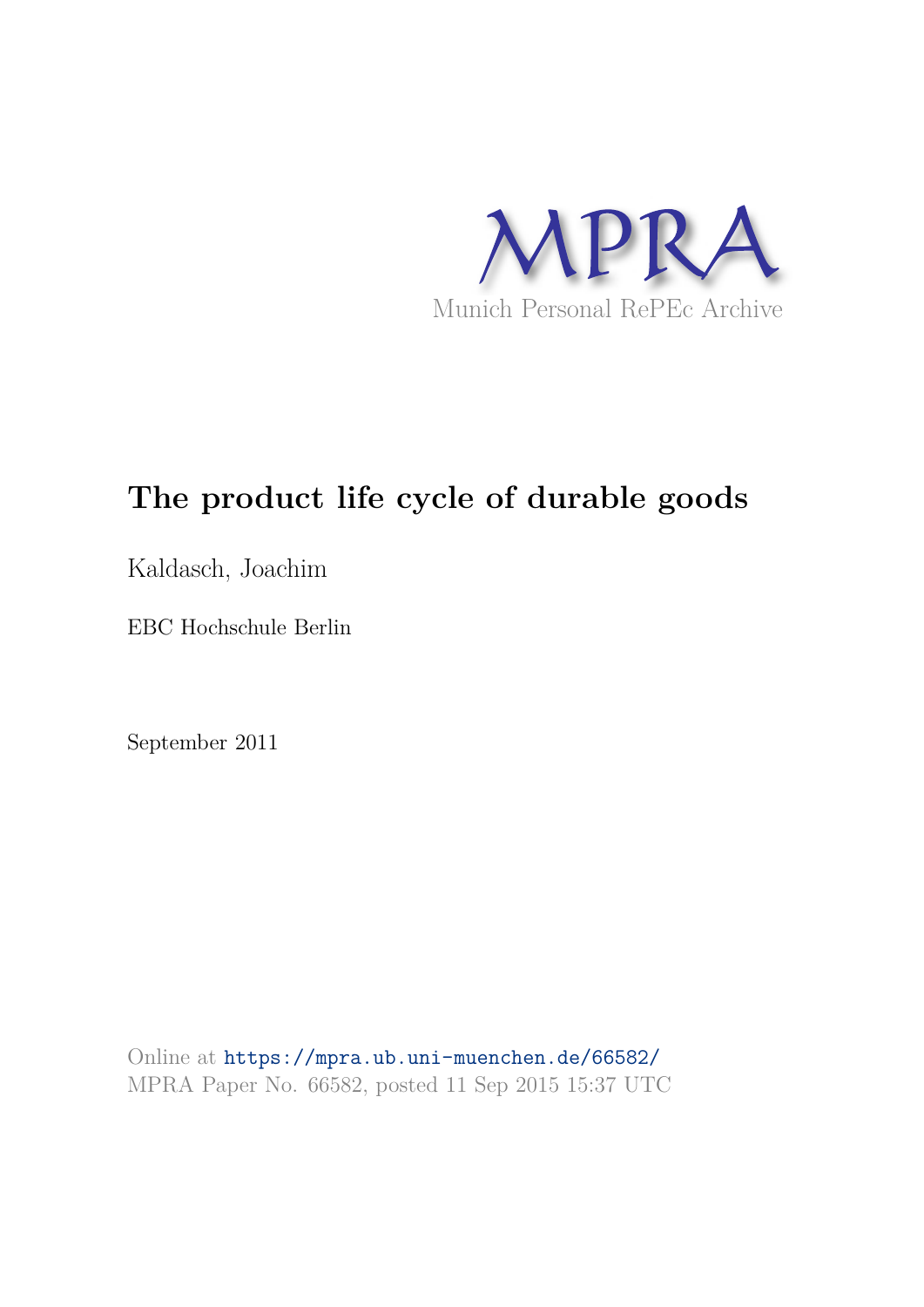MPRA

Munich Personal RePEc Archive

# The product life cycle of durable goods

Kaldasch, Joachim

EBC Hochschule Berlin

September 2011

Online at https://mpra.ub.uni-muenchen.de/66582/
MPRA Paper No. 66582, posted 11 Sep 2015 15:37 UTC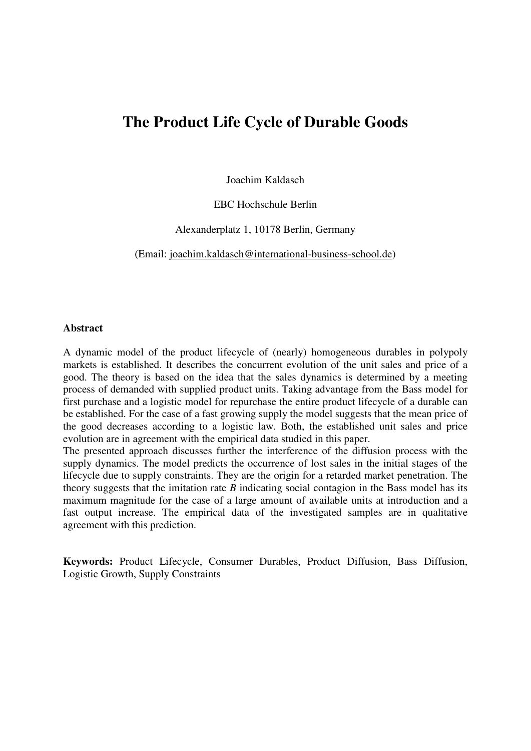# The Product Life Cycle of Durable Goods

Joachim Kaldasch

EBC Hochschule Berlin

Alexanderplatz 1, 10178 Berlin, Germany

(Email: joachim.kaldasch@international-business-school.de)

**Abstract**

A dynamic model of the product lifecycle of (nearly) homogeneous durables in polypoly markets is established. It describes the concurrent evolution of the unit sales and price of a good. The theory is based on the idea that the sales dynamics is determined by a meeting process of demanded with supplied product units. Taking advantage from the Bass model for first purchase and a logistic model for repurchase the entire product lifecycle of a durable can be established. For the case of a fast growing supply the model suggests that the mean price of the good decreases according to a logistic law. Both, the established unit sales and price evolution are in agreement with the empirical data studied in this paper.
The presented approach discusses further the interference of the diffusion process with the supply dynamics. The model predicts the occurrence of lost sales in the initial stages of the lifecycle due to supply constraints. They are the origin for a retarded market penetration. The theory suggests that the imitation rate $B$ indicating social contagion in the Bass model has its maximum magnitude for the case of a large amount of available units at introduction and a fast output increase. The empirical data of the investigated samples are in qualitative agreement with this prediction.

**Keywords:** Product Lifecycle, Consumer Durables, Product Diffusion, Bass Diffusion, Logistic Growth, Supply Constraints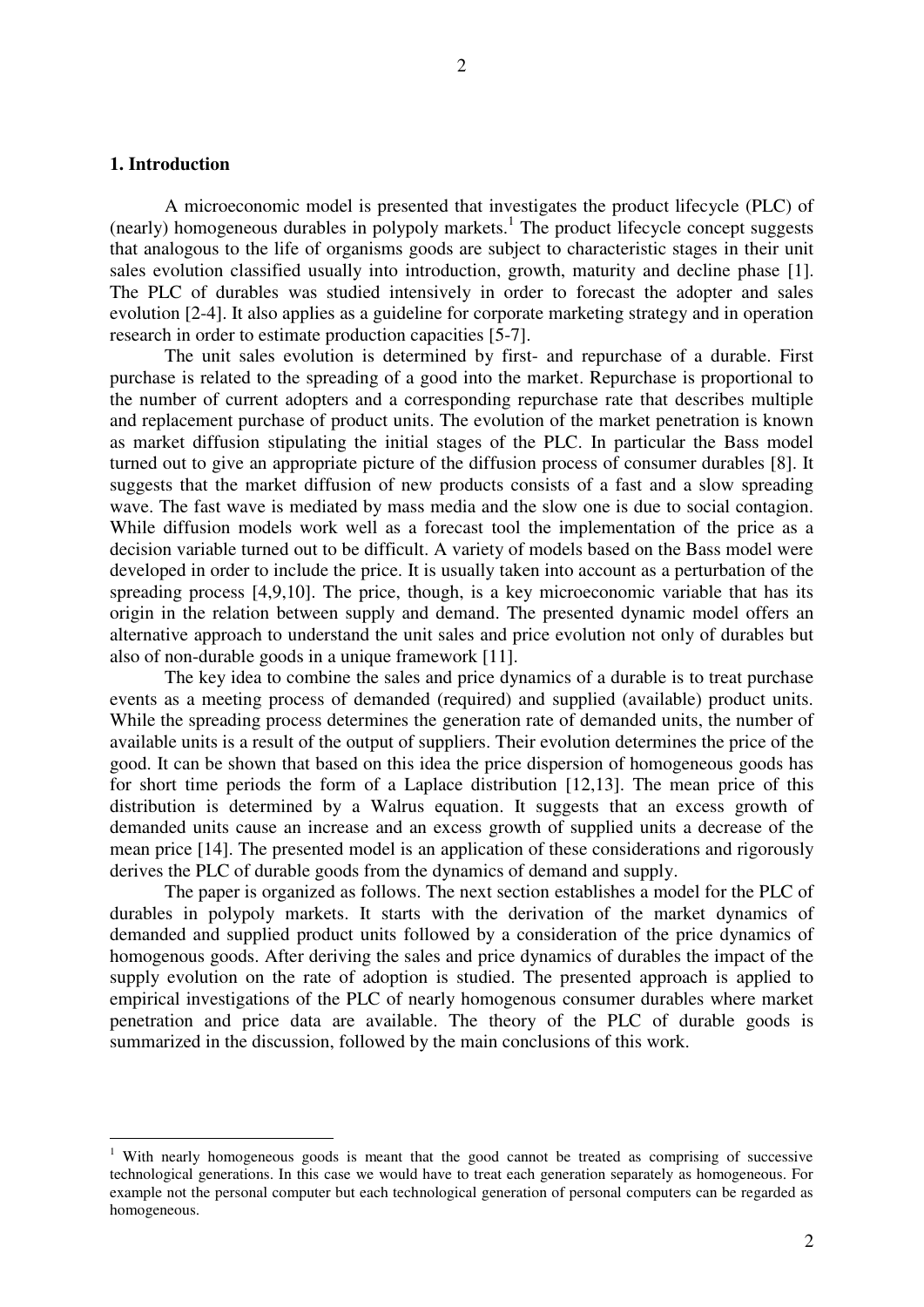## 1. Introduction

A microeconomic model is presented that investigates the product lifecycle (PLC) of (nearly) homogeneous durables in polypoly markets.[1] The product lifecycle concept suggests that analogous to the life of organisms goods are subject to characteristic stages in their unit sales evolution classified usually into introduction, growth, maturity and decline phase [1]. The PLC of durables was studied intensively in order to forecast the adopter and sales evolution [2-4]. It also applies as a guideline for corporate marketing strategy and in operation research in order to estimate production capacities [5-7].

The unit sales evolution is determined by first- and repurchase of a durable. First purchase is related to the spreading of a good into the market. Repurchase is proportional to the number of current adopters and a corresponding repurchase rate that describes multiple and replacement purchase of product units. The evolution of the market penetration is known as market diffusion stipulating the initial stages of the PLC. In particular the Bass model turned out to give an appropriate picture of the diffusion process of consumer durables [8]. It suggests that the market diffusion of new products consists of a fast and a slow spreading wave. The fast wave is mediated by mass media and the slow one is due to social contagion. While diffusion models work well as a forecast tool the implementation of the price as a decision variable turned out to be difficult. A variety of models based on the Bass model were developed in order to include the price. It is usually taken into account as a perturbation of the spreading process [4,9,10]. The price, though, is a key microeconomic variable that has its origin in the relation between supply and demand. The presented dynamic model offers an alternative approach to understand the unit sales and price evolution not only of durables but also of non-durable goods in a unique framework [11].

The key idea to combine the sales and price dynamics of a durable is to treat purchase events as a meeting process of demanded (required) and supplied (available) product units. While the spreading process determines the generation rate of demanded units, the number of available units is a result of the output of suppliers. Their evolution determines the price of the good. It can be shown that based on this idea the price dispersion of homogeneous goods has for short time periods the form of a Laplace distribution [12,13]. The mean price of this distribution is determined by a Walrus equation. It suggests that an excess growth of demanded units cause an increase and an excess growth of supplied units a decrease of the mean price [14]. The presented model is an application of these considerations and rigorously derives the PLC of durable goods from the dynamics of demand and supply.

The paper is organized as follows. The next section establishes a model for the PLC of durables in polypoly markets. It starts with the derivation of the market dynamics of demanded and supplied product units followed by a consideration of the price dynamics of homogenous goods. After deriving the sales and price dynamics of durables the impact of the supply evolution on the rate of adoption is studied. The presented approach is applied to empirical investigations of the PLC of nearly homogenous consumer durables where market penetration and price data are available. The theory of the PLC of durable goods is summarized in the discussion, followed by the main conclusions of this work.

[1] With nearly homogeneous goods is meant that the good cannot be treated as comprising of successive technological generations. In this case we would have to treat each generation separately as homogeneous. For example not the personal computer but each technological generation of personal computers can be regarded as homogeneous.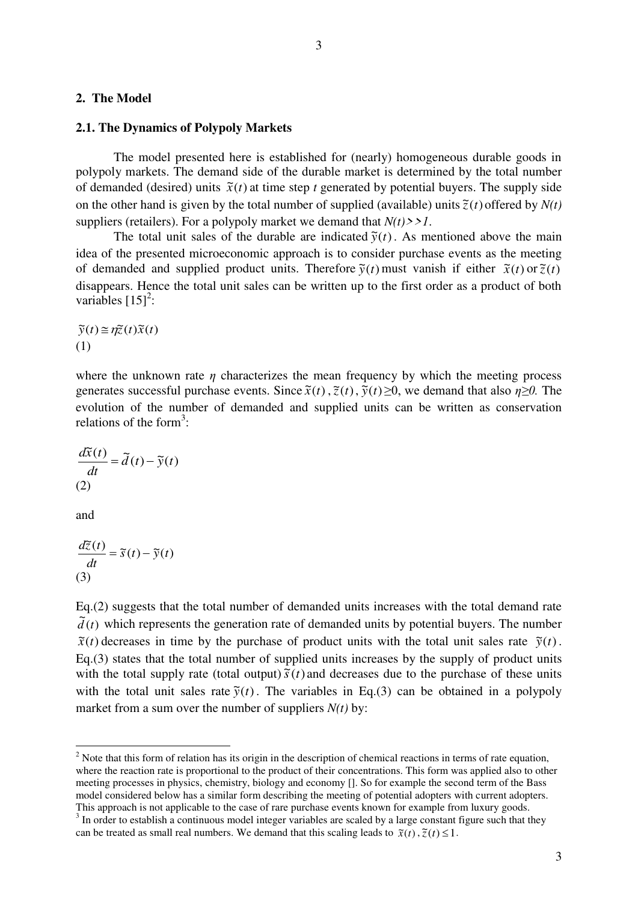## 2. The Model

### 2.1. The Dynamics of Polypoly Markets

The model presented here is established for (nearly) homogeneous durable goods in polypoly markets. The demand side of the durable market is determined by the total number of demanded (desired) units $\tilde{x}(t)$ at time step *t* generated by potential buyers. The supply side on the other hand is given by the total number of supplied (available) units $\tilde{z}(t)$ offered by $N(t)$ suppliers (retailers). For a polypoly market we demand that $N(t) >> 1$.

The total unit sales of the durable are indicated $\tilde{y}(t)$. As mentioned above the main idea of the presented microeconomic approach is to consider purchase events as the meeting of demanded and supplied product units. Therefore $\tilde{y}(t)$ must vanish if either $\tilde{x}(t)$ or $\tilde{z}(t)$ disappears. Hence the total unit sales can be written up to the first order as a product of both variables [15][2]:

$$\tilde{y}(t) \cong \eta \tilde{z}(t) \tilde{x}(t) \tag{1}$$

where the unknown rate $\eta$ characterizes the mean frequency by which the meeting process generates successful purchase events. Since $\tilde{x}(t)$, $\tilde{z}(t)$, $\tilde{y}(t) \geq 0$, we demand that also $\eta \geq 0$. The evolution of the number of demanded and supplied units can be written as conservation relations of the form[3]:

$$\frac{d\tilde{x}(t)}{dt} = \tilde{d}(t) - \tilde{y}(t) \tag{2}$$

and

$$\frac{d\tilde{z}(t)}{dt} = \tilde{s}(t) - \tilde{y}(t) \tag{3}$$

Eq.(2) suggests that the total number of demanded units increases with the total demand rate $\tilde{d}(t)$ which represents the generation rate of demanded units by potential buyers. The number $\tilde{x}(t)$ decreases in time by the purchase of product units with the total unit sales rate $\tilde{y}(t)$. Eq.(3) states that the total number of supplied units increases by the supply of product units with the total supply rate (total output) $\tilde{s}(t)$ and decreases due to the purchase of these units with the total unit sales rate $\tilde{y}(t)$. The variables in Eq.(3) can be obtained in a polypoly market from a sum over the number of suppliers $N(t)$ by:

---

[2] Note that this form of relation has its origin in the description of chemical reactions in terms of rate equation, where the reaction rate is proportional to the product of their concentrations. This form was applied also to other meeting processes in physics, chemistry, biology and economy []. So for example the second term of the Bass model considered below has a similar form describing the meeting of potential adopters with current adopters. This approach is not applicable to the case of rare purchase events known for example from luxury goods.

[3] In order to establish a continuous model integer variables are scaled by a large constant figure such that they can be treated as small real numbers. We demand that this scaling leads to $\tilde{x}(t), \tilde{z}(t) \leq 1$.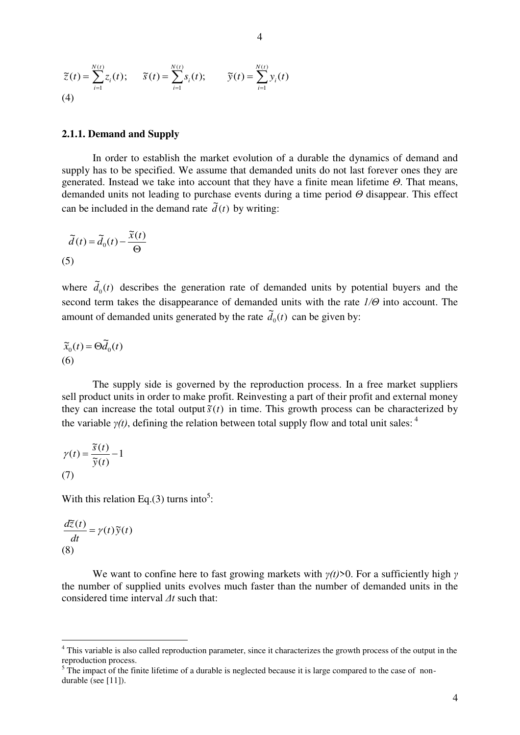$$\tilde{z}(t) = \sum_{i=1}^{N(t)} z_i(t); \qquad \tilde{s}(t) = \sum_{i=1}^{N(t)} s_i(t); \qquad \tilde{y}(t) = \sum_{i=1}^{N(t)} y_i(t)$$

(4)

### 2.1.1. Demand and Supply

In order to establish the market evolution of a durable the dynamics of demand and supply has to be specified. We assume that demanded units do not last forever ones they are generated. Instead we take into account that they have a finite mean lifetime *Θ*. That means, demanded units not leading to purchase events during a time period *Θ* disappear. This effect can be included in the demand rate $\tilde{d}(t)$ by writing:

$$\tilde{d}(t) = \tilde{d}_0(t) - \frac{\tilde{x}(t)}{\Theta}$$

(5)

where $\tilde{d}_0(t)$ describes the generation rate of demanded units by potential buyers and the second term takes the disappearance of demanded units with the rate $1/\Theta$ into account. The amount of demanded units generated by the rate $\tilde{d}_0(t)$ can be given by:

$$\tilde{x}_0(t) = \Theta \tilde{d}_0(t)$$

(6)

The supply side is governed by the reproduction process. In a free market suppliers sell product units in order to make profit. Reinvesting a part of their profit and external money they can increase the total output $\tilde{s}(t)$ in time. This growth process can be characterized by the variable $\gamma(t)$, defining the relation between total supply flow and total unit sales: [4]

$$\gamma(t) = \frac{\tilde{s}(t)}{\tilde{y}(t)} - 1$$

(7)

With this relation Eq.(3) turns into[5]:

$$\frac{d\tilde{z}(t)}{dt} = \gamma(t)\tilde{y}(t)$$

(8)

We want to confine here to fast growing markets with $\gamma(t)>0$. For a sufficiently high $\gamma$ the number of supplied units evolves much faster than the number of demanded units in the considered time interval $\Delta t$ such that:

---

[4] This variable is also called reproduction parameter, since it characterizes the growth process of the output in the reproduction process.

[5] The impact of the finite lifetime of a durable is neglected because it is large compared to the case of non-durable (see [11]).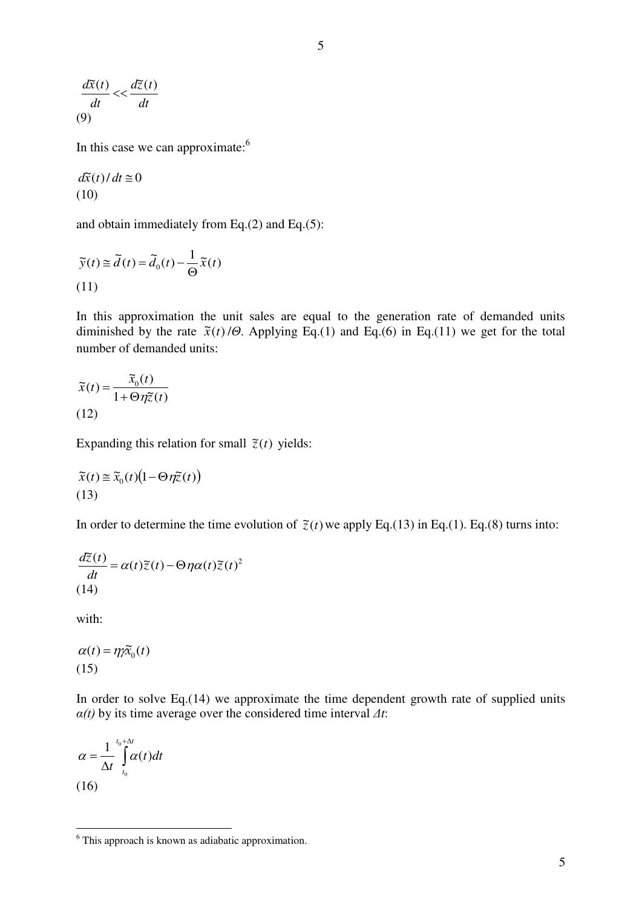$$\frac{d\tilde{x}(t)}{dt} << \frac{d\tilde{z}(t)}{dt} \tag{9}$$

In this case we can approximate:[6]

$$d\tilde{x}(t)/dt \cong 0 \tag{10}$$

and obtain immediately from Eq.(2) and Eq.(5):

$$\tilde{y}(t) \cong \tilde{d}(t) = \tilde{d}_0(t) - \frac{1}{\Theta}\tilde{x}(t) \tag{11}$$

In this approximation the unit sales are equal to the generation rate of demanded units diminished by the rate $\tilde{x}(t)/\Theta$. Applying Eq.(1) and Eq.(6) in Eq.(11) we get for the total number of demanded units:

$$\tilde{x}(t) = \frac{\tilde{x}_0(t)}{1 + \Theta\eta\tilde{z}(t)} \tag{12}$$

Expanding this relation for small $\tilde{z}(t)$ yields:

$$\tilde{x}(t) \cong \tilde{x}_0(t)\left(1 - \Theta\eta\tilde{z}(t)\right) \tag{13}$$

In order to determine the time evolution of $\tilde{z}(t)$ we apply Eq.(13) in Eq.(1). Eq.(8) turns into:

$$\frac{d\tilde{z}(t)}{dt} = \alpha(t)\tilde{z}(t) - \Theta\eta\alpha(t)\tilde{z}(t)^2 \tag{14}$$

with:

$$\alpha(t) = \eta\tilde{x}_0(t) \tag{15}$$

In order to solve Eq.(14) we approximate the time dependent growth rate of supplied units *α(t)* by its time average over the considered time interval *Δt*:

$$\alpha = \frac{1}{\Delta t}\int_{t_0}^{t_0+\Delta t}\alpha(t)dt \tag{16}$$

---

[6] This approach is known as adiabatic approximation.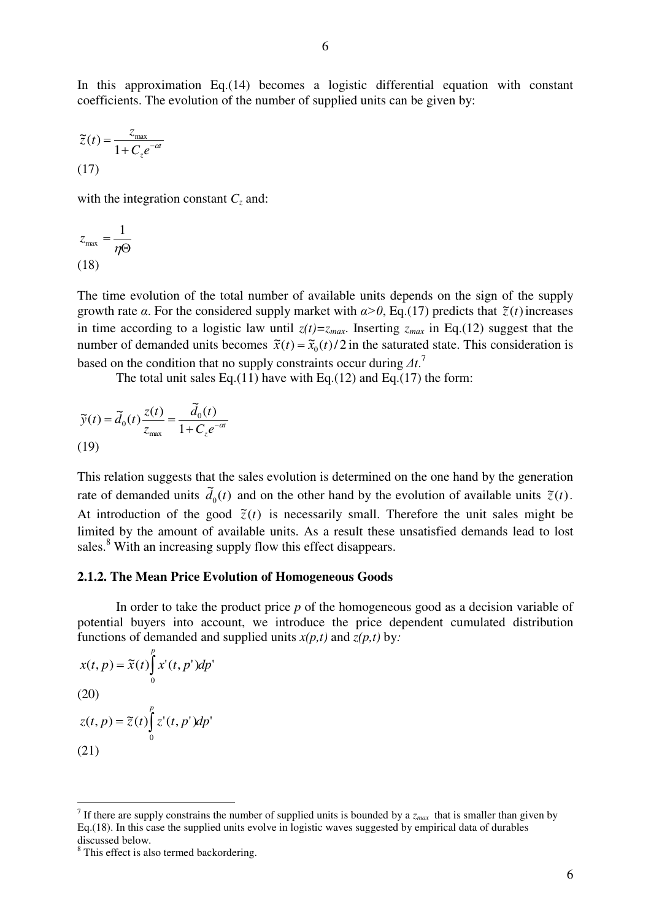In this approximation Eq.(14) becomes a logistic differential equation with constant coefficients. The evolution of the number of supplied units can be given by:

$$\tilde{z}(t) = \frac{z_{\max}}{1 + C_z e^{-\alpha t}}$$
(17)

with the integration constant $C_z$ and:

$$z_{\max} = \frac{1}{\eta \Theta}$$
(18)

The time evolution of the total number of available units depends on the sign of the supply growth rate $\alpha$. For the considered supply market with $\alpha > 0$, Eq.(17) predicts that $\tilde{z}(t)$ increases in time according to a logistic law until $z(t) = z_{max}$. Inserting $z_{max}$ in Eq.(12) suggest that the number of demanded units becomes $\tilde{x}(t) = \tilde{x}_0(t)/2$ in the saturated state. This consideration is based on the condition that no supply constraints occur during $\Delta t$.[7]

The total unit sales Eq.(11) have with Eq.(12) and Eq.(17) the form:

$$\tilde{y}(t) = \tilde{d}_0(t) \frac{z(t)}{z_{\max}} = \frac{\tilde{d}_0(t)}{1 + C_z e^{-\alpha t}}$$
(19)

This relation suggests that the sales evolution is determined on the one hand by the generation rate of demanded units $\tilde{d}_0(t)$ and on the other hand by the evolution of available units $\tilde{z}(t)$. At introduction of the good $\tilde{z}(t)$ is necessarily small. Therefore the unit sales might be limited by the amount of available units. As a result these unsatisfied demands lead to lost sales.[8] With an increasing supply flow this effect disappears.

### 2.1.2. The Mean Price Evolution of Homogeneous Goods

In order to take the product price $p$ of the homogeneous good as a decision variable of potential buyers into account, we introduce the price dependent cumulated distribution functions of demanded and supplied units $x(p,t)$ and $z(p,t)$ by:

$$x(t, p) = \tilde{x}(t) \int_0^p x'(t, p') dp'$$
(20)

$$z(t, p) = \tilde{z}(t) \int_0^p z'(t, p') dp'$$
(21)

---

[7] If there are supply constrains the number of supplied units is bounded by a $z_{max}$ that is smaller than given by Eq.(18). In this case the supplied units evolve in logistic waves suggested by empirical data of durables discussed below.

[8] This effect is also termed backordering.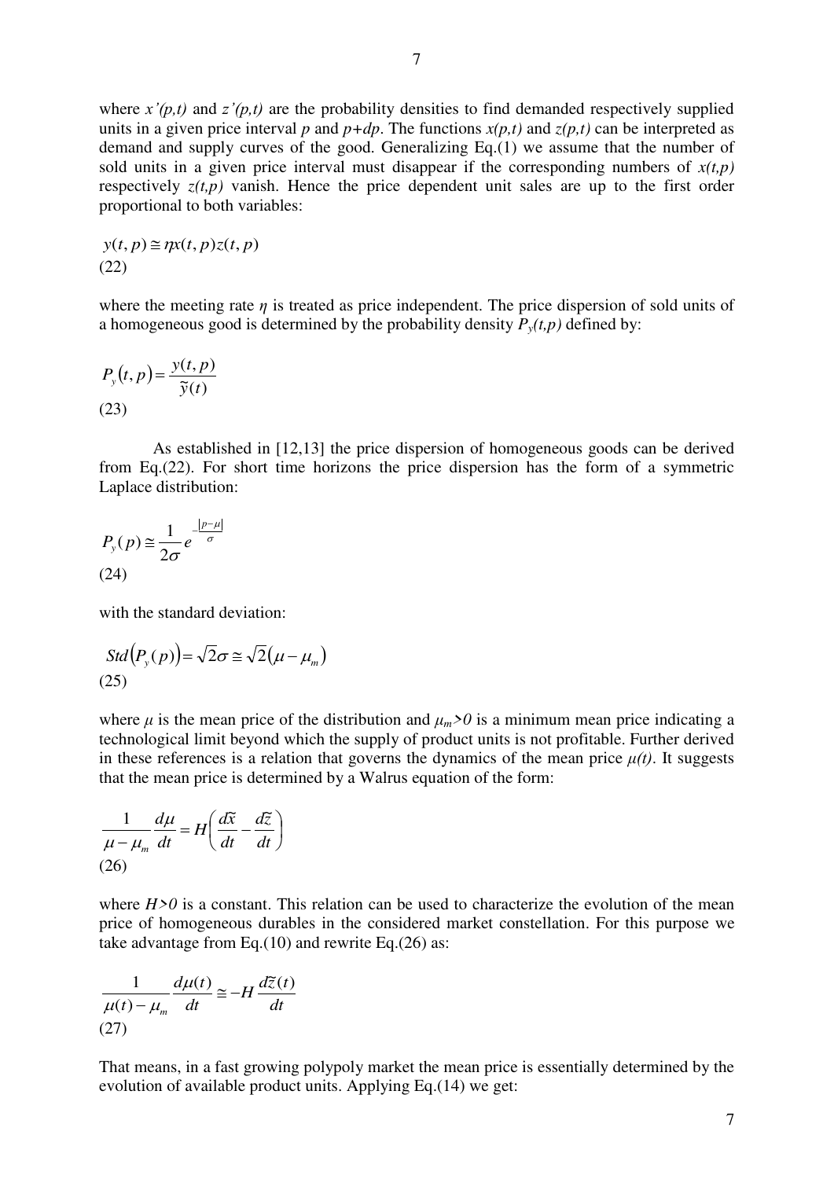where *x'(p,t)* and *z'(p,t)* are the probability densities to find demanded respectively supplied units in a given price interval *p* and *p+dp*. The functions *x(p,t)* and *z(p,t)* can be interpreted as demand and supply curves of the good. Generalizing Eq.(1) we assume that the number of sold units in a given price interval must disappear if the corresponding numbers of *x(t,p)* respectively *z(t,p)* vanish. Hence the price dependent unit sales are up to the first order proportional to both variables:

$$y(t,p) \cong \eta x(t,p) z(t,p)$$
(22)

where the meeting rate $\eta$ is treated as price independent. The price dispersion of sold units of a homogeneous good is determined by the probability density $P_y(t,p)$ defined by:

$$P_y(t,p) = \frac{y(t,p)}{\tilde{y}(t)}$$
(23)

As established in [12,13] the price dispersion of homogeneous goods can be derived from Eq.(22). For short time horizons the price dispersion has the form of a symmetric Laplace distribution:

$$P_y(p) \cong \frac{1}{2\sigma} e^{-\frac{|p-\mu|}{\sigma}}$$
(24)

with the standard deviation:

$$Std(P_y(p)) = \sqrt{2}\sigma \cong \sqrt{2}(\mu - \mu_m)$$
(25)

where $\mu$ is the mean price of the distribution and $\mu_m > 0$ is a minimum mean price indicating a technological limit beyond which the supply of product units is not profitable. Further derived in these references is a relation that governs the dynamics of the mean price $\mu(t)$. It suggests that the mean price is determined by a Walrus equation of the form:

$$\frac{1}{\mu - \mu_m}\frac{d\mu}{dt} = H\left(\frac{d\tilde{x}}{dt} - \frac{d\tilde{z}}{dt}\right)$$
(26)

where $H > 0$ is a constant. This relation can be used to characterize the evolution of the mean price of homogeneous durables in the considered market constellation. For this purpose we take advantage from Eq.(10) and rewrite Eq.(26) as:

$$\frac{1}{\mu(t) - \mu_m}\frac{d\mu(t)}{dt} \cong -H\frac{d\tilde{z}(t)}{dt}$$
(27)

That means, in a fast growing polypoly market the mean price is essentially determined by the evolution of available product units. Applying Eq.(14) we get: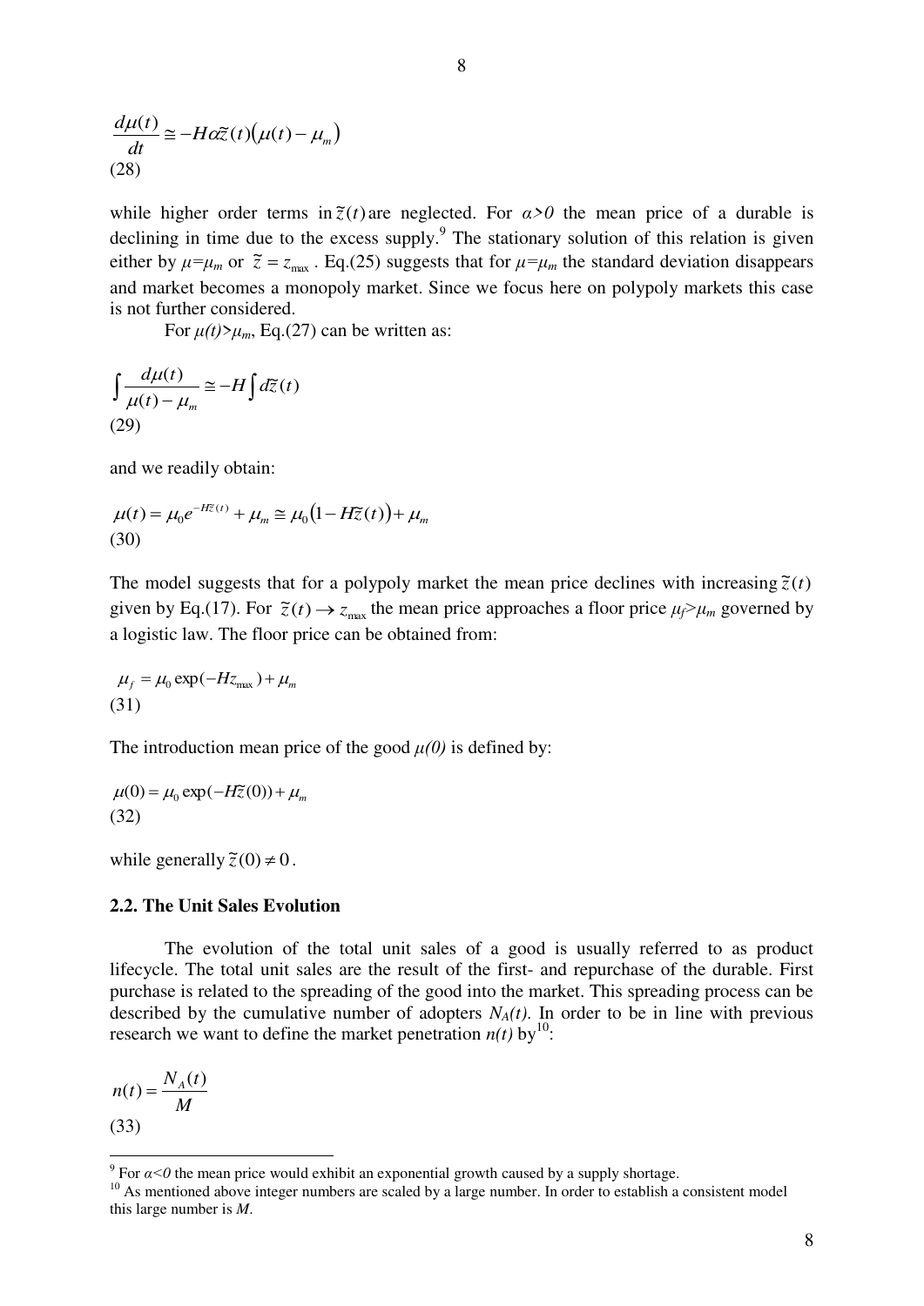$$\frac{d\mu(t)}{dt} \cong -H\alpha\tilde{z}(t)\big(\mu(t) - \mu_m\big)$$
(28)

while higher order terms in $\tilde{z}(t)$ are neglected. For $\alpha>0$ the mean price of a durable is declining in time due to the excess supply.[9] The stationary solution of this relation is given either by $\mu=\mu_m$ or $\tilde{z} = z_{\max}$. Eq.(25) suggests that for $\mu=\mu_m$ the standard deviation disappears and market becomes a monopoly market. Since we focus here on polypoly markets this case is not further considered.

For $\mu(t)>\mu_m$, Eq.(27) can be written as:

$$\int \frac{d\mu(t)}{\mu(t) - \mu_m} \cong -H\int d\tilde{z}(t)$$
(29)

and we readily obtain:

$$\mu(t) = \mu_0 e^{-H\tilde{z}(t)} + \mu_m \cong \mu_0\big(1 - H\tilde{z}(t)\big) + \mu_m$$
(30)

The model suggests that for a polypoly market the mean price declines with increasing $\tilde{z}(t)$ given by Eq.(17). For $\tilde{z}(t) \rightarrow z_{\max}$ the mean price approaches a floor price $\mu_f>\mu_m$ governed by a logistic law. The floor price can be obtained from:

$$\mu_f = \mu_0 \exp(-Hz_{\max}) + \mu_m$$
(31)

The introduction mean price of the good $\mu(0)$ is defined by:

$$\mu(0) = \mu_0 \exp(-H\tilde{z}(0)) + \mu_m$$
(32)

while generally $\tilde{z}(0) \neq 0$.

### 2.2. The Unit Sales Evolution

The evolution of the total unit sales of a good is usually referred to as product lifecycle. The total unit sales are the result of the first- and repurchase of the durable. First purchase is related to the spreading of the good into the market. This spreading process can be described by the cumulative number of adopters $N_A(t)$. In order to be in line with previous research we want to define the market penetration $n(t)$ by[10]:

$$n(t) = \frac{N_A(t)}{M}$$
(33)

---

[9] For $\alpha<0$ the mean price would exhibit an exponential growth caused by a supply shortage.

[10] As mentioned above integer numbers are scaled by a large number. In order to establish a consistent model this large number is $M$.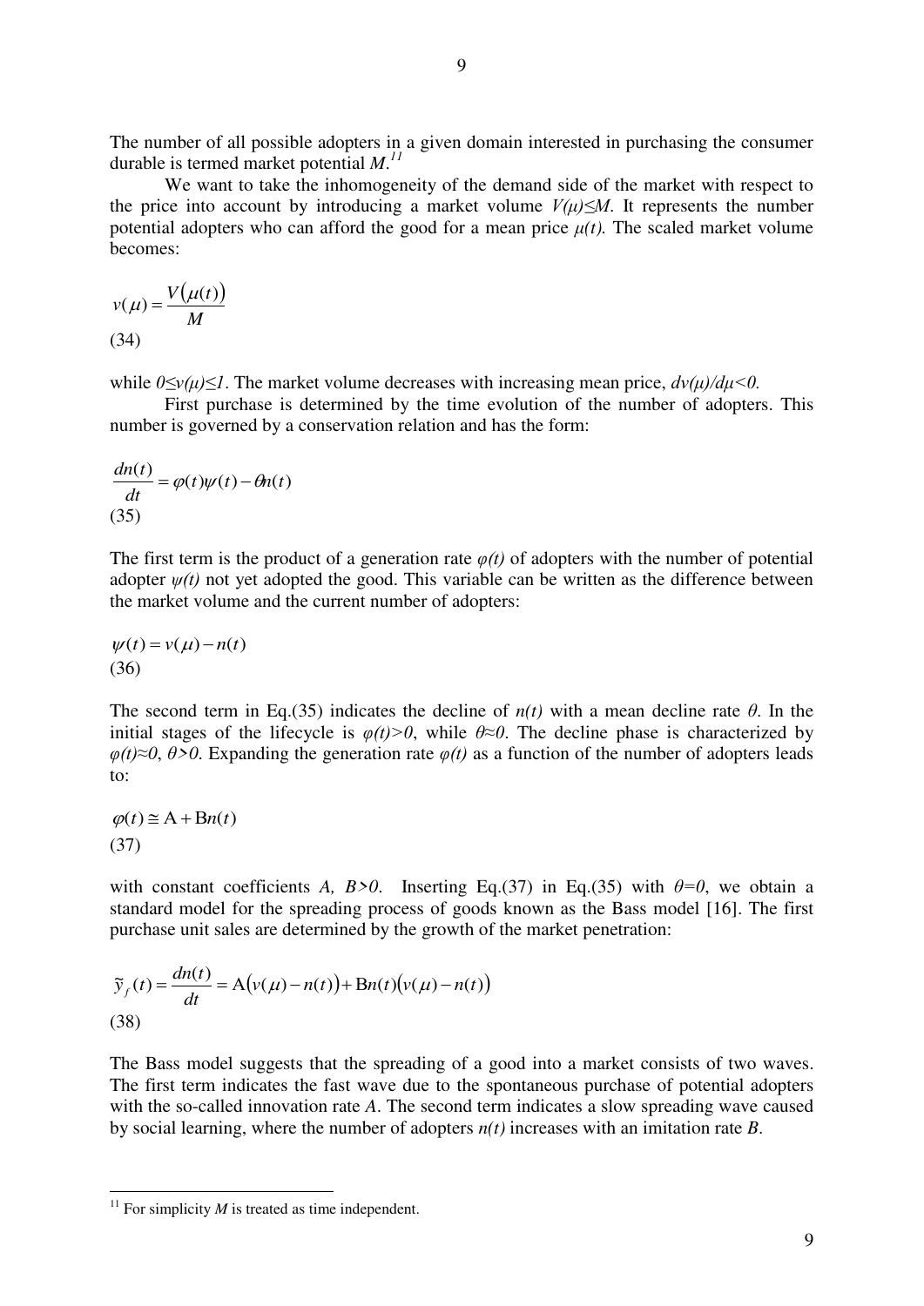The number of all possible adopters in a given domain interested in purchasing the consumer durable is termed market potential *M*.[11]

We want to take the inhomogeneity of the demand side of the market with respect to the price into account by introducing a market volume $V(\mu)\leq M$. It represents the number potential adopters who can afford the good for a mean price $\mu(t)$. The scaled market volume becomes:

$$v(\mu) = \frac{V(\mu(t))}{M}$$
(34)

while $0\leq v(\mu)\leq 1$. The market volume decreases with increasing mean price, $dv(\mu)/d\mu<0$.

First purchase is determined by the time evolution of the number of adopters. This number is governed by a conservation relation and has the form:

$$\frac{dn(t)}{dt} = \varphi(t)\psi(t) - \theta n(t)$$
(35)

The first term is the product of a generation rate $\varphi(t)$ of adopters with the number of potential adopter $\psi(t)$ not yet adopted the good. This variable can be written as the difference between the market volume and the current number of adopters:

$$\psi(t) = v(\mu) - n(t)$$
(36)

The second term in Eq.(35) indicates the decline of $n(t)$ with a mean decline rate $\theta$. In the initial stages of the lifecycle is $\varphi(t)>0$, while $\theta\approx 0$. The decline phase is characterized by $\varphi(t)\approx 0$, $\theta>0$. Expanding the generation rate $\varphi(t)$ as a function of the number of adopters leads to:

$$\varphi(t) \cong \mathrm{A} + \mathrm{B}n(t)$$
(37)

with constant coefficients $A$, $B>0$. Inserting Eq.(37) in Eq.(35) with $\theta=0$, we obtain a standard model for the spreading process of goods known as the Bass model [16]. The first purchase unit sales are determined by the growth of the market penetration:

$$\tilde{y}_f(t) = \frac{dn(t)}{dt} = \mathrm{A}(v(\mu) - n(t)) + \mathrm{B}n(t)(v(\mu) - n(t))$$
(38)

The Bass model suggests that the spreading of a good into a market consists of two waves. The first term indicates the fast wave due to the spontaneous purchase of potential adopters with the so-called innovation rate *A*. The second term indicates a slow spreading wave caused by social learning, where the number of adopters $n(t)$ increases with an imitation rate *B*.

[11] For simplicity *M* is treated as time independent.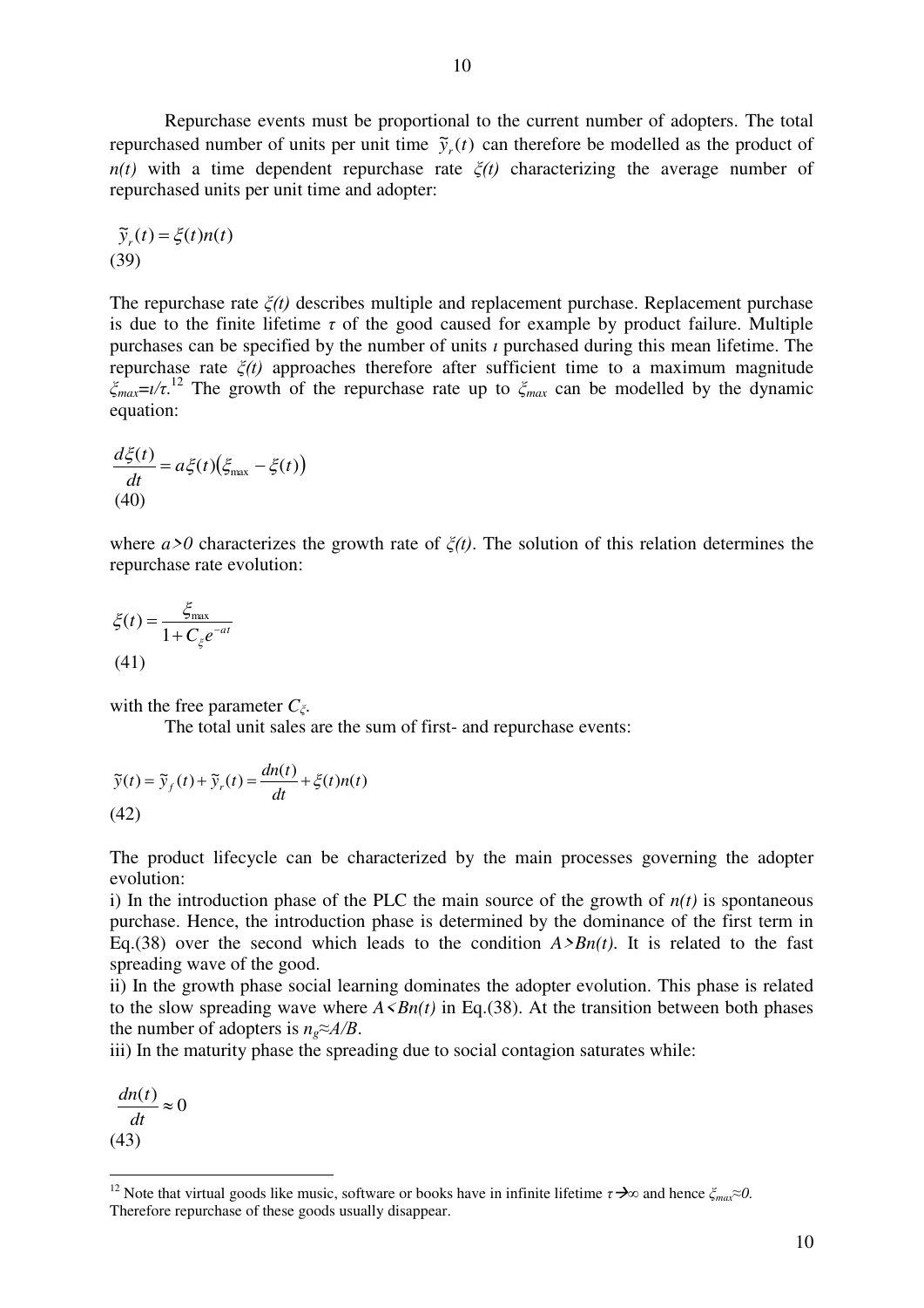Repurchase events must be proportional to the current number of adopters. The total repurchased number of units per unit time $\tilde{y}_r(t)$ can therefore be modelled as the product of $n(t)$ with a time dependent repurchase rate $\xi(t)$ characterizing the average number of repurchased units per unit time and adopter:

$$\tilde{y}_r(t) = \xi(t)n(t)$$
(39)

The repurchase rate $\xi(t)$ describes multiple and replacement purchase. Replacement purchase is due to the finite lifetime $\tau$ of the good caused for example by product failure. Multiple purchases can be specified by the number of units $\iota$ purchased during this mean lifetime. The repurchase rate $\xi(t)$ approaches therefore after sufficient time to a maximum magnitude $\xi_{max}=\iota/\tau$.[12] The growth of the repurchase rate up to $\xi_{max}$ can be modelled by the dynamic equation:

$$\frac{d\xi(t)}{dt} = a\xi(t)\left(\xi_{\max} - \xi(t)\right)$$
(40)

where $a>0$ characterizes the growth rate of $\xi(t)$. The solution of this relation determines the repurchase rate evolution:

$$\xi(t) = \frac{\xi_{\max}}{1 + C_{\xi}e^{-at}}$$
(41)

with the free parameter $C_{\xi}$.

The total unit sales are the sum of first- and repurchase events:

$$\tilde{y}(t) = \tilde{y}_f(t) + \tilde{y}_r(t) = \frac{dn(t)}{dt} + \xi(t)n(t)$$
(42)

The product lifecycle can be characterized by the main processes governing the adopter evolution:

i) In the introduction phase of the PLC the main source of the growth of $n(t)$ is spontaneous purchase. Hence, the introduction phase is determined by the dominance of the first term in Eq.(38) over the second which leads to the condition $A>Bn(t)$. It is related to the fast spreading wave of the good.

ii) In the growth phase social learning dominates the adopter evolution. This phase is related to the slow spreading wave where $A<Bn(t)$ in Eq.(38). At the transition between both phases the number of adopters is $n_g \approx A/B$.

iii) In the maturity phase the spreading due to social contagion saturates while:

$$\frac{dn(t)}{dt} \approx 0$$
(43)

[12] Note that virtual goods like music, software or books have in infinite lifetime $\tau \rightarrow \infty$ and hence $\xi_{max} \approx 0$. Therefore repurchase of these goods usually disappear.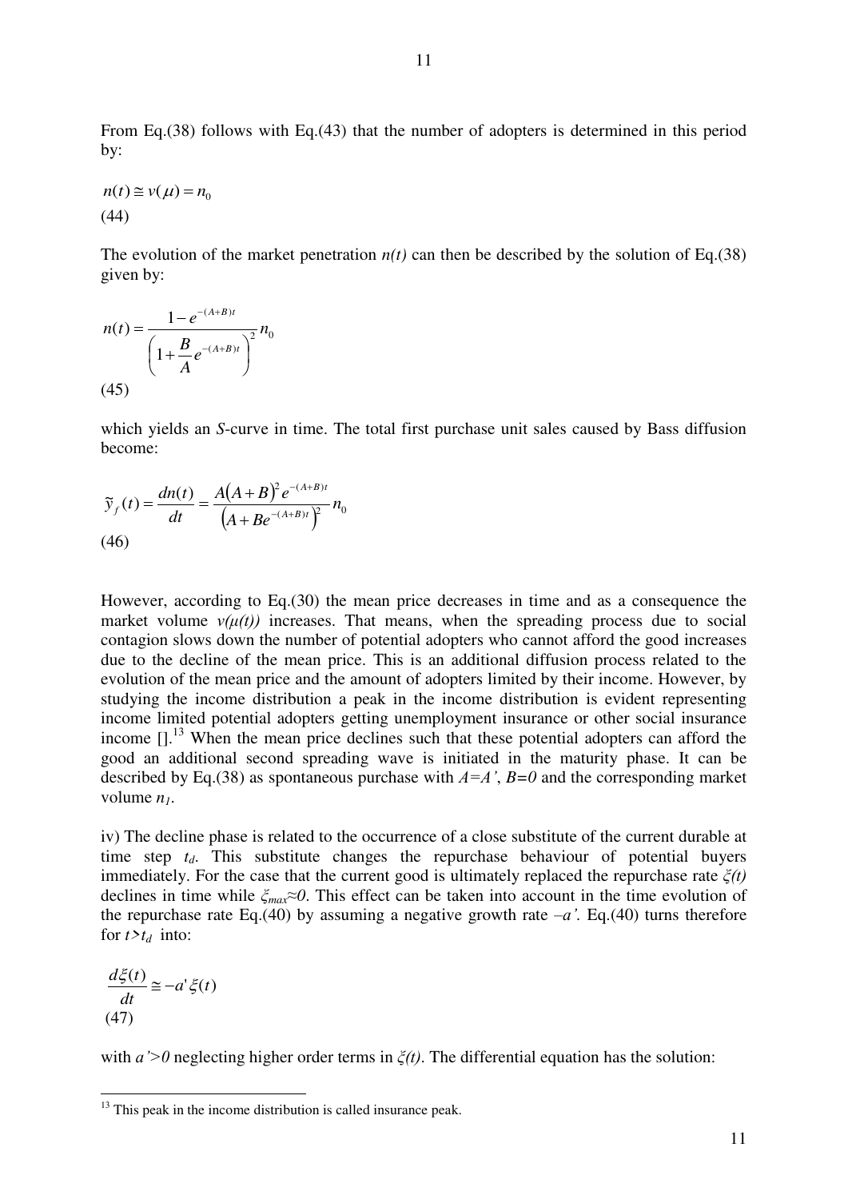From Eq.(38) follows with Eq.(43) that the number of adopters is determined in this period by:

$$n(t) \cong v(\mu) = n_0$$
(44)

The evolution of the market penetration $n(t)$ can then be described by the solution of Eq.(38) given by:

$$n(t) = \frac{1 - e^{-(A+B)t}}{\left(1 + \frac{B}{A} e^{-(A+B)t}\right)^2} n_0$$
(45)

which yields an *S*-curve in time. The total first purchase unit sales caused by Bass diffusion become:

$$\tilde{y}_f(t) = \frac{dn(t)}{dt} = \frac{A(A+B)^2 e^{-(A+B)t}}{\left(A + Be^{-(A+B)t}\right)^2} n_0$$
(46)

However, according to Eq.(30) the mean price decreases in time and as a consequence the market volume $v(\mu(t))$ increases. That means, when the spreading process due to social contagion slows down the number of potential adopters who cannot afford the good increases due to the decline of the mean price. This is an additional diffusion process related to the evolution of the mean price and the amount of adopters limited by their income. However, by studying the income distribution a peak in the income distribution is evident representing income limited potential adopters getting unemployment insurance or other social insurance income [].[13] When the mean price declines such that these potential adopters can afford the good an additional second spreading wave is initiated in the maturity phase. It can be described by Eq.(38) as spontaneous purchase with $A=A'$, $B=0$ and the corresponding market volume $n_1$.

iv) The decline phase is related to the occurrence of a close substitute of the current durable at time step $t_d$. This substitute changes the repurchase behaviour of potential buyers immediately. For the case that the current good is ultimately replaced the repurchase rate $\xi(t)$ declines in time while $\xi_{max} \approx 0$. This effect can be taken into account in the time evolution of the repurchase rate Eq.(40) by assuming a negative growth rate $-a'$. Eq.(40) turns therefore for $t > t_d$ into:

$$\frac{d\xi(t)}{dt} \cong -a'\xi(t)$$
(47)

with $a' > 0$ neglecting higher order terms in $\xi(t)$. The differential equation has the solution:

[13] This peak in the income distribution is called insurance peak.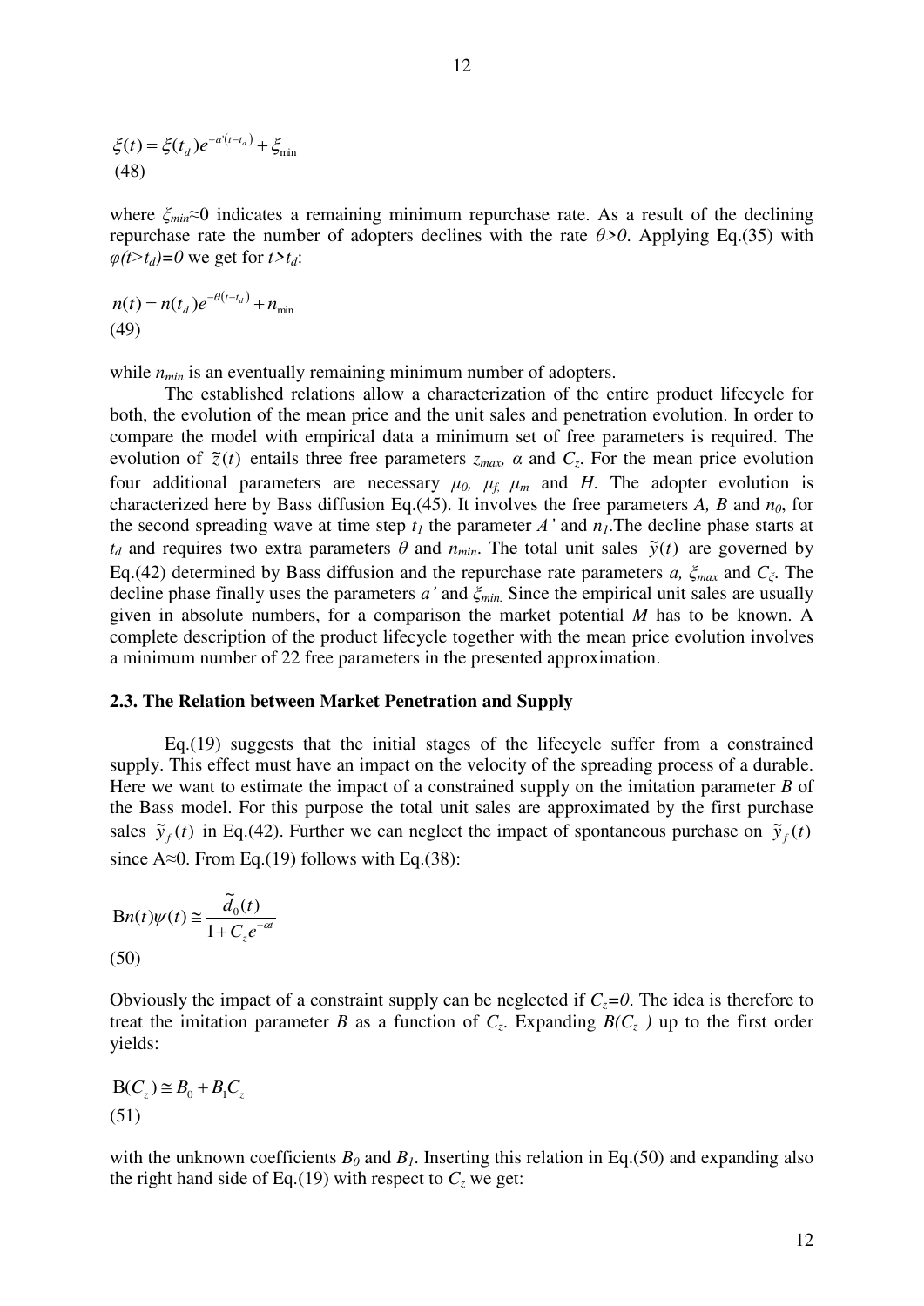$$\xi(t) = \xi(t_d)e^{-a'(t-t_d)} + \xi_{\min}$$
(48)

where $\xi_{min}\approx 0$ indicates a remaining minimum repurchase rate. As a result of the declining repurchase rate the number of adopters declines with the rate $\theta>0$. Applying Eq.(35) with $\varphi(t>t_d)=0$ we get for $t>t_d$:

$$n(t) = n(t_d)e^{-\theta(t-t_d)} + n_{\min}$$
(49)

while $n_{min}$ is an eventually remaining minimum number of adopters.

The established relations allow a characterization of the entire product lifecycle for both, the evolution of the mean price and the unit sales and penetration evolution. In order to compare the model with empirical data a minimum set of free parameters is required. The evolution of $\tilde{z}(t)$ entails three free parameters $z_{max}$, $\alpha$ and $C_z$. For the mean price evolution four additional parameters are necessary $\mu_0$, $\mu_f$, $\mu_m$ and $H$. The adopter evolution is characterized here by Bass diffusion Eq.(45). It involves the free parameters $A$, $B$ and $n_0$, for the second spreading wave at time step $t_1$ the parameter $A'$ and $n_1$. The decline phase starts at $t_d$ and requires two extra parameters $\theta$ and $n_{min}$. The total unit sales $\tilde{y}(t)$ are governed by Eq.(42) determined by Bass diffusion and the repurchase rate parameters $a$, $\xi_{max}$ and $C_\xi$. The decline phase finally uses the parameters $a'$ and $\xi_{min}$. Since the empirical unit sales are usually given in absolute numbers, for a comparison the market potential $M$ has to be known. A complete description of the product lifecycle together with the mean price evolution involves a minimum number of 22 free parameters in the presented approximation.

### 2.3. The Relation between Market Penetration and Supply

Eq.(19) suggests that the initial stages of the lifecycle suffer from a constrained supply. This effect must have an impact on the velocity of the spreading process of a durable. Here we want to estimate the impact of a constrained supply on the imitation parameter $B$ of the Bass model. For this purpose the total unit sales are approximated by the first purchase sales $\tilde{y}_f(t)$ in Eq.(42). Further we can neglect the impact of spontaneous purchase on $\tilde{y}_f(t)$ since $A\approx 0$. From Eq.(19) follows with Eq.(38):

$$\mathrm{B}n(t)\psi(t) \cong \frac{\tilde{d}_0(t)}{1+C_z e^{-\alpha t}}$$
(50)

Obviously the impact of a constraint supply can be neglected if $C_z=0$. The idea is therefore to treat the imitation parameter $B$ as a function of $C_z$. Expanding $B(C_z)$ up to the first order yields:

$$\mathrm{B}(C_z) \cong B_0 + B_1 C_z$$
(51)

with the unknown coefficients $B_0$ and $B_1$. Inserting this relation in Eq.(50) and expanding also the right hand side of Eq.(19) with respect to $C_z$ we get: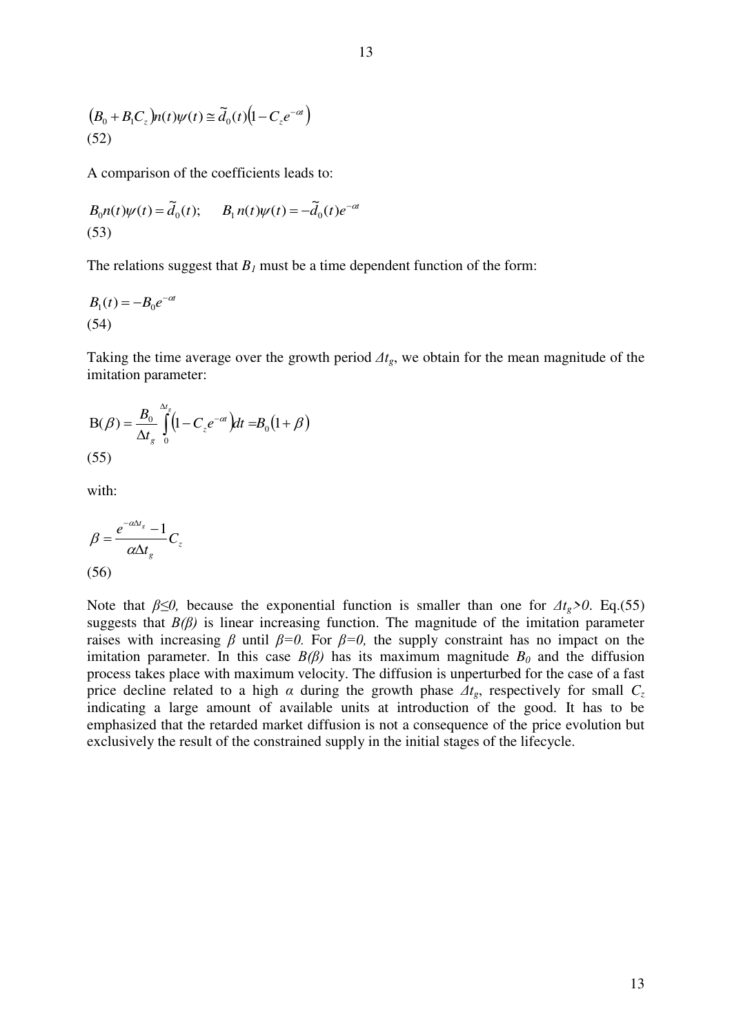$$\left(B_0 + B_1 C_z\right) n(t)\psi(t) \cong \tilde{d}_0(t)\left(1 - C_z e^{-\alpha t}\right)$$
(52)

A comparison of the coefficients leads to:

$$B_0 n(t)\psi(t) = \tilde{d}_0(t); \qquad B_1\, n(t)\psi(t) = -\tilde{d}_0(t) e^{-\alpha t}$$
(53)

The relations suggest that $B_1$ must be a time dependent function of the form:

$$B_1(t) = -B_0 e^{-\alpha t}$$
(54)

Taking the time average over the growth period $\Delta t_g$, we obtain for the mean magnitude of the imitation parameter:

$$\mathrm{B}(\beta) = \frac{B_0}{\Delta t_g} \int_0^{\Delta t_g} \left(1 - C_z e^{-\alpha t}\right) dt = B_0 \left(1 + \beta\right)$$
(55)

with:

$$\beta = \frac{e^{-\alpha \Delta t_g} - 1}{\alpha \Delta t_g} C_z$$
(56)

Note that $\beta \leq 0$, because the exponential function is smaller than one for $\Delta t_g > 0$. Eq.(55) suggests that $B(\beta)$ is linear increasing function. The magnitude of the imitation parameter raises with increasing $\beta$ until $\beta = 0$. For $\beta = 0$, the supply constraint has no impact on the imitation parameter. In this case $B(\beta)$ has its maximum magnitude $B_0$ and the diffusion process takes place with maximum velocity. The diffusion is unperturbed for the case of a fast price decline related to a high $\alpha$ during the growth phase $\Delta t_g$, respectively for small $C_z$ indicating a large amount of available units at introduction of the good. It has to be emphasized that the retarded market diffusion is not a consequence of the price evolution but exclusively the result of the constrained supply in the initial stages of the lifecycle.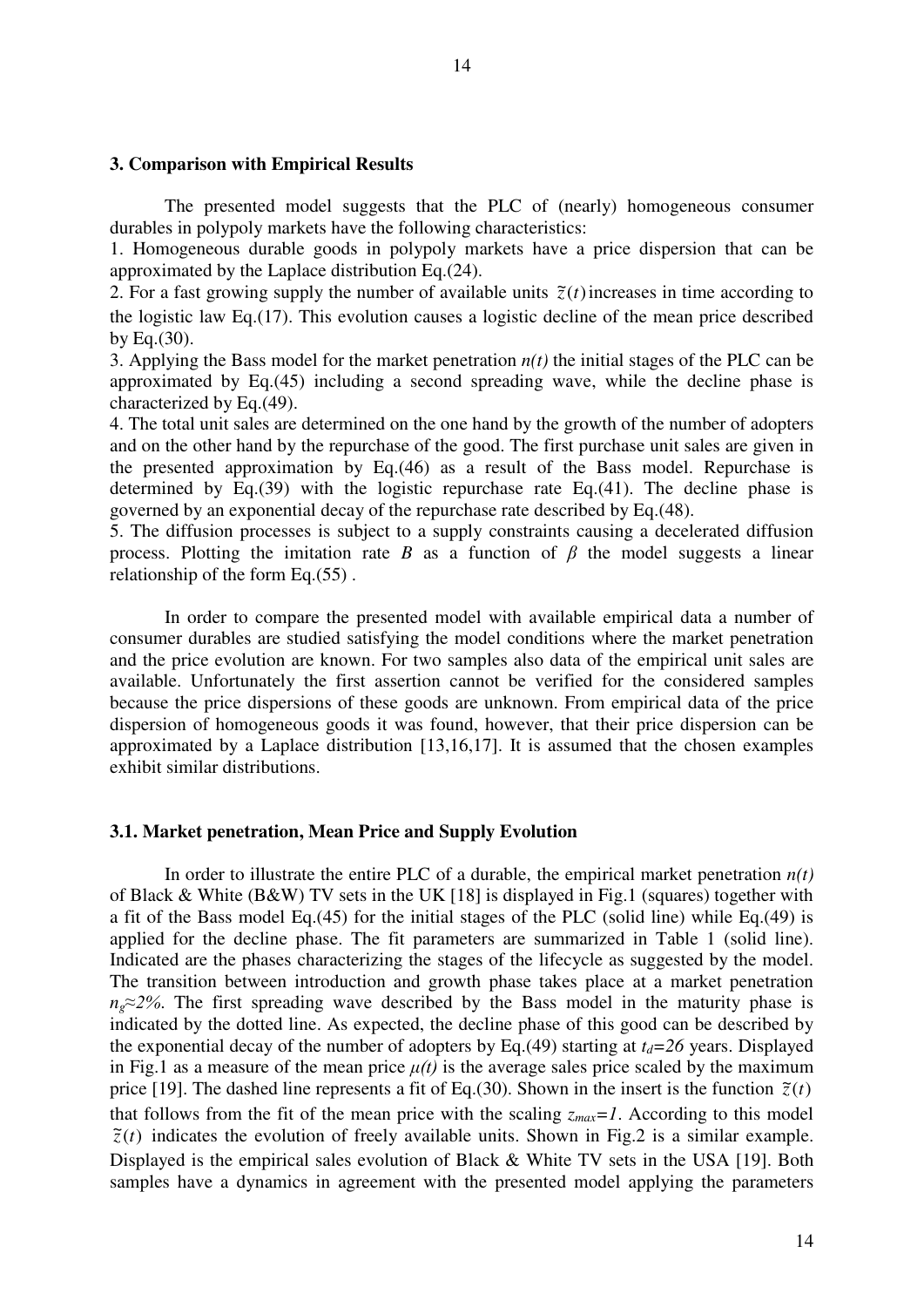## 3. Comparison with Empirical Results

The presented model suggests that the PLC of (nearly) homogeneous consumer durables in polypoly markets have the following characteristics:

1. Homogeneous durable goods in polypoly markets have a price dispersion that can be approximated by the Laplace distribution Eq.(24).
2. For a fast growing supply the number of available units $\tilde{z}(t)$ increases in time according to the logistic law Eq.(17). This evolution causes a logistic decline of the mean price described by Eq.(30).
3. Applying the Bass model for the market penetration $n(t)$ the initial stages of the PLC can be approximated by Eq.(45) including a second spreading wave, while the decline phase is characterized by Eq.(49).
4. The total unit sales are determined on the one hand by the growth of the number of adopters and on the other hand by the repurchase of the good. The first purchase unit sales are given in the presented approximation by Eq.(46) as a result of the Bass model. Repurchase is determined by Eq.(39) with the logistic repurchase rate Eq.(41). The decline phase is governed by an exponential decay of the repurchase rate described by Eq.(48).
5. The diffusion processes is subject to a supply constraints causing a decelerated diffusion process. Plotting the imitation rate $B$ as a function of $\beta$ the model suggests a linear relationship of the form Eq.(55) .

In order to compare the presented model with available empirical data a number of consumer durables are studied satisfying the model conditions where the market penetration and the price evolution are known. For two samples also data of the empirical unit sales are available. Unfortunately the first assertion cannot be verified for the considered samples because the price dispersions of these goods are unknown. From empirical data of the price dispersion of homogeneous goods it was found, however, that their price dispersion can be approximated by a Laplace distribution [13,16,17]. It is assumed that the chosen examples exhibit similar distributions.

### 3.1. Market penetration, Mean Price and Supply Evolution

In order to illustrate the entire PLC of a durable, the empirical market penetration $n(t)$ of Black & White (B&W) TV sets in the UK [18] is displayed in Fig.1 (squares) together with a fit of the Bass model Eq.(45) for the initial stages of the PLC (solid line) while Eq.(49) is applied for the decline phase. The fit parameters are summarized in Table 1 (solid line). Indicated are the phases characterizing the stages of the lifecycle as suggested by the model. The transition between introduction and growth phase takes place at a market penetration $n_g \approx 2\%$. The first spreading wave described by the Bass model in the maturity phase is indicated by the dotted line. As expected, the decline phase of this good can be described by the exponential decay of the number of adopters by Eq.(49) starting at $t_d=26$ years. Displayed in Fig.1 as a measure of the mean price $\mu(t)$ is the average sales price scaled by the maximum price [19]. The dashed line represents a fit of Eq.(30). Shown in the insert is the function $\tilde{z}(t)$ that follows from the fit of the mean price with the scaling $z_{max}=1$. According to this model $\tilde{z}(t)$ indicates the evolution of freely available units. Shown in Fig.2 is a similar example. Displayed is the empirical sales evolution of Black & White TV sets in the USA [19]. Both samples have a dynamics in agreement with the presented model applying the parameters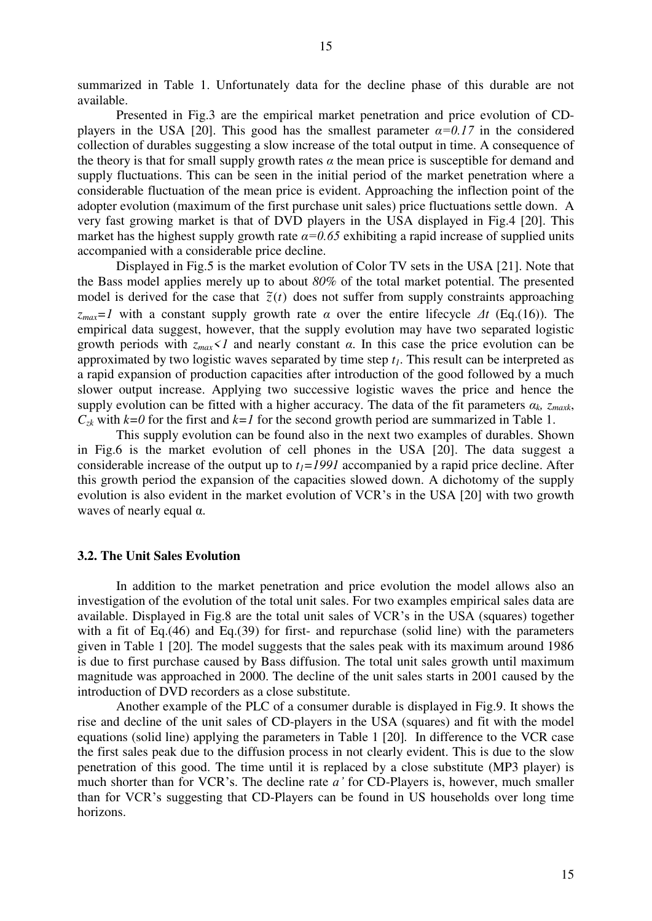summarized in Table 1. Unfortunately data for the decline phase of this durable are not available.

Presented in Fig.3 are the empirical market penetration and price evolution of CD-players in the USA [20]. This good has the smallest parameter $\alpha=0.17$ in the considered collection of durables suggesting a slow increase of the total output in time. A consequence of the theory is that for small supply growth rates $\alpha$ the mean price is susceptible for demand and supply fluctuations. This can be seen in the initial period of the market penetration where a considerable fluctuation of the mean price is evident. Approaching the inflection point of the adopter evolution (maximum of the first purchase unit sales) price fluctuations settle down. A very fast growing market is that of DVD players in the USA displayed in Fig.4 [20]. This market has the highest supply growth rate $\alpha=0.65$ exhibiting a rapid increase of supplied units accompanied with a considerable price decline.

Displayed in Fig.5 is the market evolution of Color TV sets in the USA [21]. Note that the Bass model applies merely up to about *80%* of the total market potential. The presented model is derived for the case that $\tilde{z}(t)$ does not suffer from supply constraints approaching $z_{max}=1$ with a constant supply growth rate $\alpha$ over the entire lifecycle $\Delta t$ (Eq.(16)). The empirical data suggest, however, that the supply evolution may have two separated logistic growth periods with $z_{max}<1$ and nearly constant $\alpha$. In this case the price evolution can be approximated by two logistic waves separated by time step $t_1$. This result can be interpreted as a rapid expansion of production capacities after introduction of the good followed by a much slower output increase. Applying two successive logistic waves the price and hence the supply evolution can be fitted with a higher accuracy. The data of the fit parameters $\alpha_k$, $z_{maxk}$, $C_{zk}$ with $k=0$ for the first and $k=1$ for the second growth period are summarized in Table 1.

This supply evolution can be found also in the next two examples of durables. Shown in Fig.6 is the market evolution of cell phones in the USA [20]. The data suggest a considerable increase of the output up to $t_1=1991$ accompanied by a rapid price decline. After this growth period the expansion of the capacities slowed down. A dichotomy of the supply evolution is also evident in the market evolution of VCR's in the USA [20] with two growth waves of nearly equal α.

### 3.2. The Unit Sales Evolution

In addition to the market penetration and price evolution the model allows also an investigation of the evolution of the total unit sales. For two examples empirical sales data are available. Displayed in Fig.8 are the total unit sales of VCR's in the USA (squares) together with a fit of Eq.(46) and Eq.(39) for first- and repurchase (solid line) with the parameters given in Table 1 [20]. The model suggests that the sales peak with its maximum around 1986 is due to first purchase caused by Bass diffusion. The total unit sales growth until maximum magnitude was approached in 2000. The decline of the unit sales starts in 2001 caused by the introduction of DVD recorders as a close substitute.

Another example of the PLC of a consumer durable is displayed in Fig.9. It shows the rise and decline of the unit sales of CD-players in the USA (squares) and fit with the model equations (solid line) applying the parameters in Table 1 [20]. In difference to the VCR case the first sales peak due to the diffusion process in not clearly evident. This is due to the slow penetration of this good. The time until it is replaced by a close substitute (MP3 player) is much shorter than for VCR's. The decline rate $a'$ for CD-Players is, however, much smaller than for VCR's suggesting that CD-Players can be found in US households over long time horizons.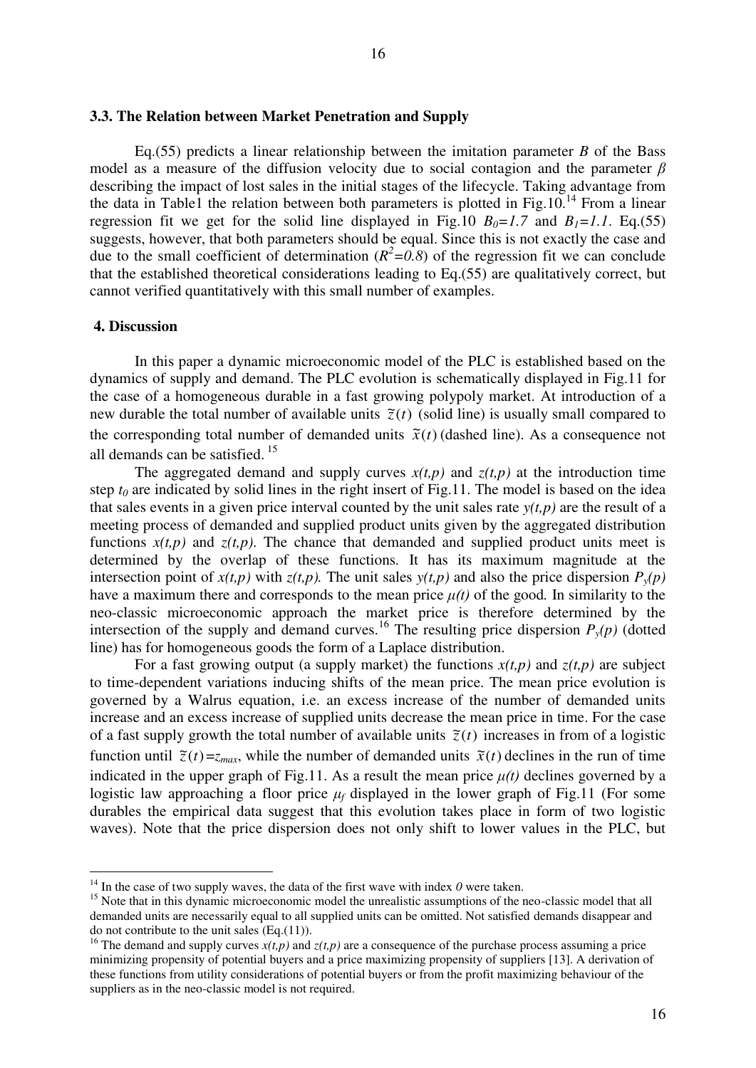### 3.3. The Relation between Market Penetration and Supply

Eq.(55) predicts a linear relationship between the imitation parameter $B$ of the Bass model as a measure of the diffusion velocity due to social contagion and the parameter $\beta$ describing the impact of lost sales in the initial stages of the lifecycle. Taking advantage from the data in Table1 the relation between both parameters is plotted in Fig.10.[14] From a linear regression fit we get for the solid line displayed in Fig.10 $B_0=1.7$ and $B_1=1.1$. Eq.(55) suggests, however, that both parameters should be equal. Since this is not exactly the case and due to the small coefficient of determination ($R^2=0.8$) of the regression fit we can conclude that the established theoretical considerations leading to Eq.(55) are qualitatively correct, but cannot verified quantitatively with this small number of examples.

### 4. Discussion

In this paper a dynamic microeconomic model of the PLC is established based on the dynamics of supply and demand. The PLC evolution is schematically displayed in Fig.11 for the case of a homogeneous durable in a fast growing polypoly market. At introduction of a new durable the total number of available units $\tilde{z}(t)$ (solid line) is usually small compared to the corresponding total number of demanded units $\tilde{x}(t)$ (dashed line). As a consequence not all demands can be satisfied. [15]

The aggregated demand and supply curves $x(t,p)$ and $z(t,p)$ at the introduction time step $t_0$ are indicated by solid lines in the right insert of Fig.11. The model is based on the idea that sales events in a given price interval counted by the unit sales rate $y(t,p)$ are the result of a meeting process of demanded and supplied product units given by the aggregated distribution functions $x(t,p)$ and $z(t,p)$. The chance that demanded and supplied product units meet is determined by the overlap of these functions. It has its maximum magnitude at the intersection point of $x(t,p)$ with $z(t,p)$. The unit sales $y(t,p)$ and also the price dispersion $P_y(p)$ have a maximum there and corresponds to the mean price $\mu(t)$ of the good. In similarity to the neo-classic microeconomic approach the market price is therefore determined by the intersection of the supply and demand curves.[16] The resulting price dispersion $P_y(p)$ (dotted line) has for homogeneous goods the form of a Laplace distribution.

For a fast growing output (a supply market) the functions $x(t,p)$ and $z(t,p)$ are subject to time-dependent variations inducing shifts of the mean price. The mean price evolution is governed by a Walrus equation, i.e. an excess increase of the number of demanded units increase and an excess increase of supplied units decrease the mean price in time. For the case of a fast supply growth the total number of available units $\tilde{z}(t)$ increases in from of a logistic function until $\tilde{z}(t)=z_{max}$, while the number of demanded units $\tilde{x}(t)$ declines in the run of time indicated in the upper graph of Fig.11. As a result the mean price $\mu(t)$ declines governed by a logistic law approaching a floor price $\mu_f$ displayed in the lower graph of Fig.11 (For some durables the empirical data suggest that this evolution takes place in form of two logistic waves). Note that the price dispersion does not only shift to lower values in the PLC, but

---

[14] In the case of two supply waves, the data of the first wave with index $0$ were taken.

[15] Note that in this dynamic microeconomic model the unrealistic assumptions of the neo-classic model that all demanded units are necessarily equal to all supplied units can be omitted. Not satisfied demands disappear and do not contribute to the unit sales (Eq.(11)).

[16] The demand and supply curves $x(t,p)$ and $z(t,p)$ are a consequence of the purchase process assuming a price minimizing propensity of potential buyers and a price maximizing propensity of suppliers [13]. A derivation of these functions from utility considerations of potential buyers or from the profit maximizing behaviour of the suppliers as in the neo-classic model is not required.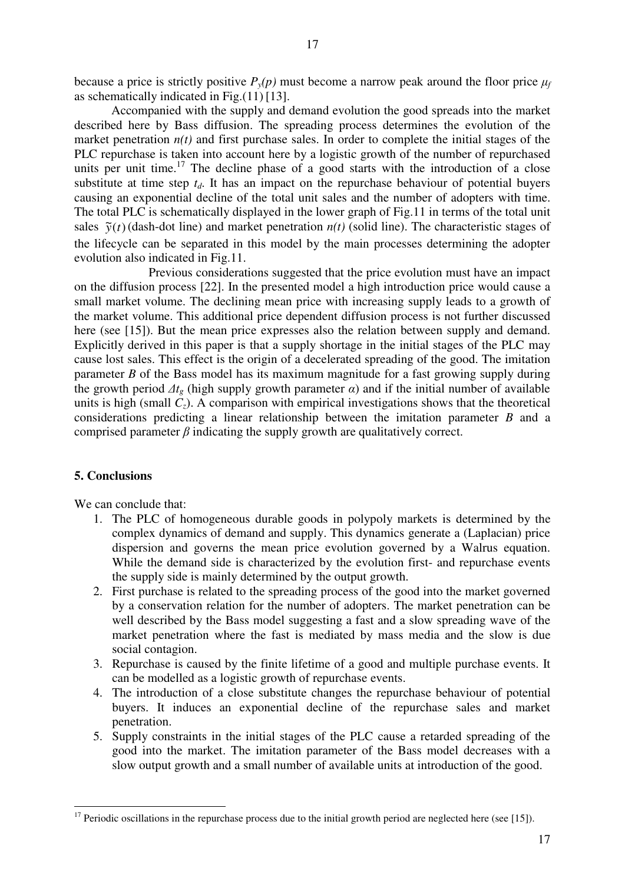because a price is strictly positive $P_y(p)$ must become a narrow peak around the floor price $\mu_f$ as schematically indicated in Fig.(11) [13].

Accompanied with the supply and demand evolution the good spreads into the market described here by Bass diffusion. The spreading process determines the evolution of the market penetration $n(t)$ and first purchase sales. In order to complete the initial stages of the PLC repurchase is taken into account here by a logistic growth of the number of repurchased units per unit time.[17] The decline phase of a good starts with the introduction of a close substitute at time step $t_d$. It has an impact on the repurchase behaviour of potential buyers causing an exponential decline of the total unit sales and the number of adopters with time. The total PLC is schematically displayed in the lower graph of Fig.11 in terms of the total unit sales $\tilde{y}(t)$ (dash-dot line) and market penetration $n(t)$ (solid line). The characteristic stages of the lifecycle can be separated in this model by the main processes determining the adopter evolution also indicated in Fig.11.

Previous considerations suggested that the price evolution must have an impact on the diffusion process [22]. In the presented model a high introduction price would cause a small market volume. The declining mean price with increasing supply leads to a growth of the market volume. This additional price dependent diffusion process is not further discussed here (see [15]). But the mean price expresses also the relation between supply and demand. Explicitly derived in this paper is that a supply shortage in the initial stages of the PLC may cause lost sales. This effect is the origin of a decelerated spreading of the good. The imitation parameter $B$ of the Bass model has its maximum magnitude for a fast growing supply during the growth period $\Delta t_g$ (high supply growth parameter $\alpha$) and if the initial number of available units is high (small $C_z$). A comparison with empirical investigations shows that the theoretical considerations predicting a linear relationship between the imitation parameter $B$ and a comprised parameter $\beta$ indicating the supply growth are qualitatively correct.

## 5. Conclusions

We can conclude that:

1. The PLC of homogeneous durable goods in polypoly markets is determined by the complex dynamics of demand and supply. This dynamics generate a (Laplacian) price dispersion and governs the mean price evolution governed by a Walrus equation. While the demand side is characterized by the evolution first- and repurchase events the supply side is mainly determined by the output growth.
2. First purchase is related to the spreading process of the good into the market governed by a conservation relation for the number of adopters. The market penetration can be well described by the Bass model suggesting a fast and a slow spreading wave of the market penetration where the fast is mediated by mass media and the slow is due social contagion.
3. Repurchase is caused by the finite lifetime of a good and multiple purchase events. It can be modelled as a logistic growth of repurchase events.
4. The introduction of a close substitute changes the repurchase behaviour of potential buyers. It induces an exponential decline of the repurchase sales and market penetration.
5. Supply constraints in the initial stages of the PLC cause a retarded spreading of the good into the market. The imitation parameter of the Bass model decreases with a slow output growth and a small number of available units at introduction of the good.

[17] Periodic oscillations in the repurchase process due to the initial growth period are neglected here (see [15]).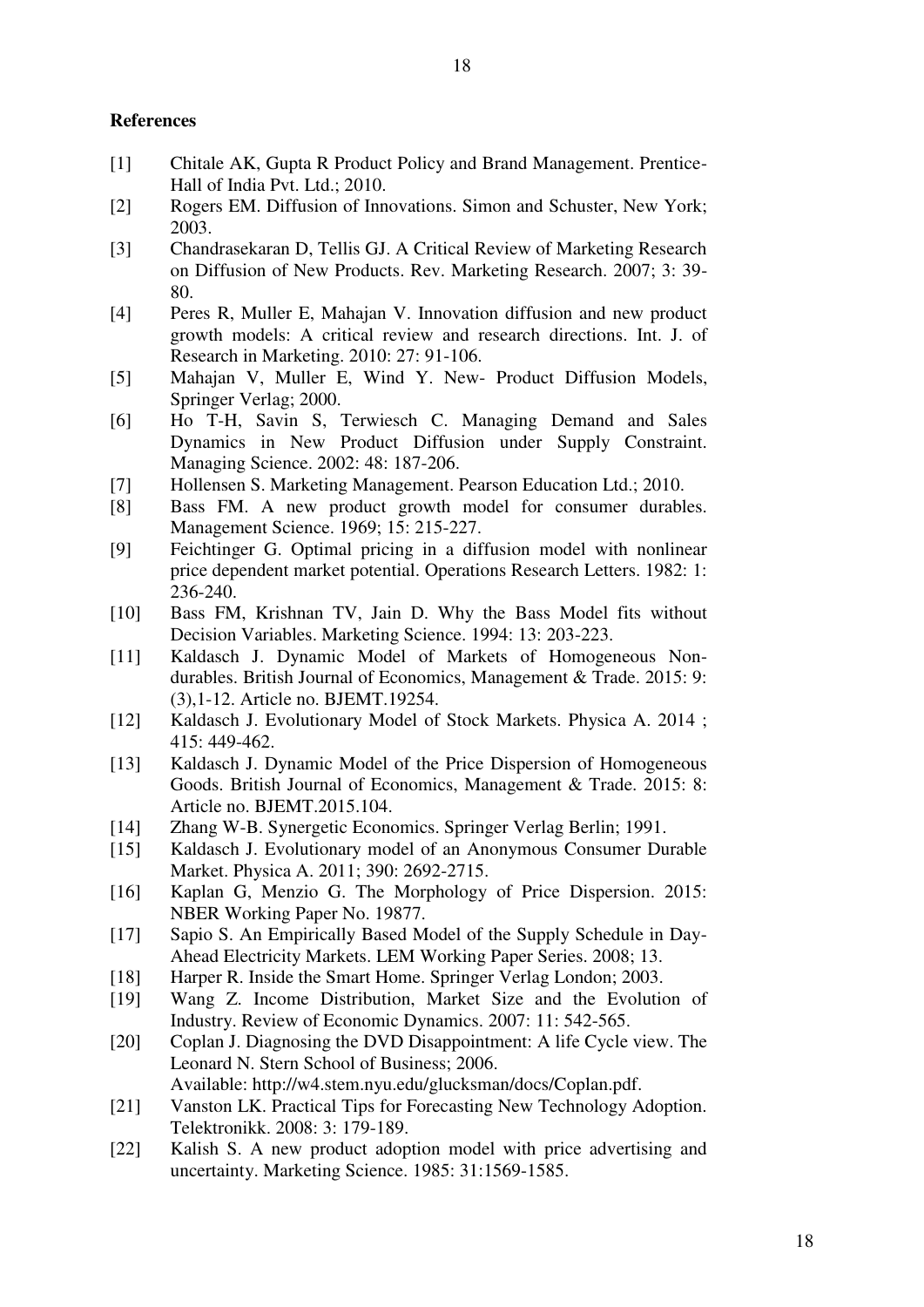**References**

[1] Chitale AK, Gupta R Product Policy and Brand Management. Prentice-Hall of India Pvt. Ltd.; 2010.

[2] Rogers EM. Diffusion of Innovations. Simon and Schuster, New York; 2003.

[3] Chandrasekaran D, Tellis GJ. A Critical Review of Marketing Research on Diffusion of New Products. Rev. Marketing Research. 2007; 3: 39-80.

[4] Peres R, Muller E, Mahajan V. Innovation diffusion and new product growth models: A critical review and research directions. Int. J. of Research in Marketing. 2010: 27: 91-106.

[5] Mahajan V, Muller E, Wind Y. New- Product Diffusion Models, Springer Verlag; 2000.

[6] Ho T-H, Savin S, Terwiesch C. Managing Demand and Sales Dynamics in New Product Diffusion under Supply Constraint. Managing Science. 2002: 48: 187-206.

[7] Hollensen S. Marketing Management. Pearson Education Ltd.; 2010.

[8] Bass FM. A new product growth model for consumer durables. Management Science. 1969; 15: 215-227.

[9] Feichtinger G. Optimal pricing in a diffusion model with nonlinear price dependent market potential. Operations Research Letters. 1982: 1: 236-240.

[10] Bass FM, Krishnan TV, Jain D. Why the Bass Model fits without Decision Variables. Marketing Science. 1994: 13: 203-223.

[11] Kaldasch J. Dynamic Model of Markets of Homogeneous Non-durables. British Journal of Economics, Management & Trade. 2015: 9: (3),1-12. Article no. BJEMT.19254.

[12] Kaldasch J. Evolutionary Model of Stock Markets. Physica A. 2014 ; 415: 449-462.

[13] Kaldasch J. Dynamic Model of the Price Dispersion of Homogeneous Goods. British Journal of Economics, Management & Trade. 2015: 8: Article no. BJEMT.2015.104.

[14] Zhang W-B. Synergetic Economics. Springer Verlag Berlin; 1991.

[15] Kaldasch J. Evolutionary model of an Anonymous Consumer Durable Market. Physica A. 2011; 390: 2692-2715.

[16] Kaplan G, Menzio G. The Morphology of Price Dispersion. 2015: NBER Working Paper No. 19877.

[17] Sapio S. An Empirically Based Model of the Supply Schedule in Day-Ahead Electricity Markets. LEM Working Paper Series. 2008; 13.

[18] Harper R. Inside the Smart Home. Springer Verlag London; 2003.

[19] Wang Z. Income Distribution, Market Size and the Evolution of Industry. Review of Economic Dynamics. 2007: 11: 542-565.

[20] Coplan J. Diagnosing the DVD Disappointment: A life Cycle view. The Leonard N. Stern School of Business; 2006. Available: http://w4.stem.nyu.edu/glucksman/docs/Coplan.pdf.

[21] Vanston LK. Practical Tips for Forecasting New Technology Adoption. Telektronikk. 2008: 3: 179-189.

[22] Kalish S. A new product adoption model with price advertising and uncertainty. Marketing Science. 1985: 31:1569-1585.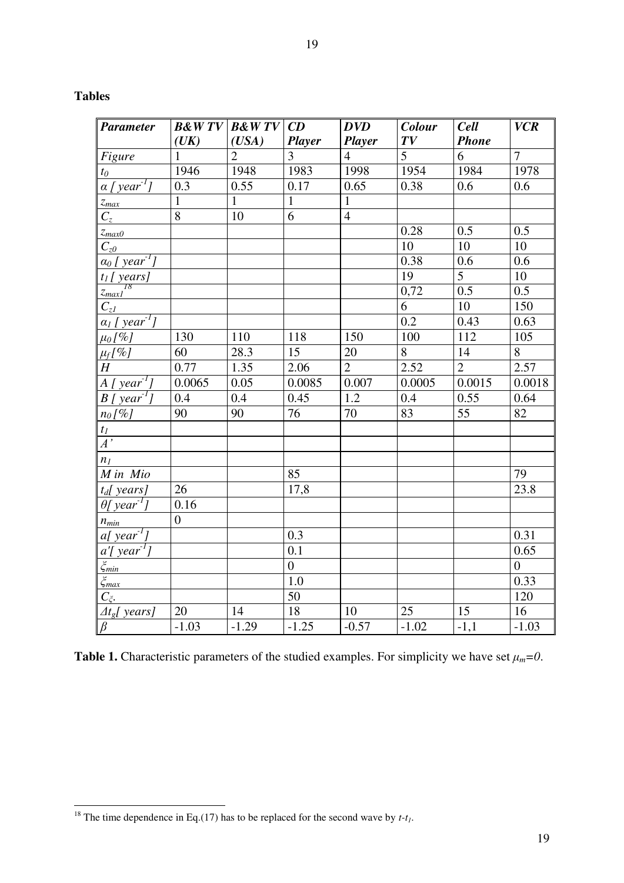**Tables**

| *Parameter* | *B&W TV (UK)* | *B&W TV (USA)* | *CD Player* | *DVD Player* | *Colour TV* | *Cell Phone* | *VCR* |
|---|---|---|---|---|---|---|---|
| *Figure* | 1 | 2 | 3 | 4 | 5 | 6 | 7 |
| $t_0$ | 1946 | 1948 | 1983 | 1998 | 1954 | 1984 | 1978 |
| $\alpha$ [ $year^{-1}$] | 0.3 | 0.55 | 0.17 | 0.65 | 0.38 | 0.6 | 0.6 |
| $z_{max}$ | 1 | 1 | 1 | 1 | | | |
| $C_z$ | 8 | 10 | 6 | 4 | | | |
| $z_{max0}$ | | | | | 0.28 | 0.5 | 0.5 |
| $C_{z0}$ | | | | | 10 | 10 | 10 |
| $\alpha_0$ [ $year^{-1}$] | | | | | 0.38 | 0.6 | 0.6 |
| $t_1$ [ years] | | | | | 19 | 5 | 10 |
| $z_{max1}$ [18] | | | | | 0,72 | 0.5 | 0.5 |
| $C_{z1}$ | | | | | 6 | 10 | 150 |
| $\alpha_1$ [ $year^{-1}$] | | | | | 0.2 | 0.43 | 0.63 |
| $\mu_0$ [%] | 130 | 110 | 118 | 150 | 100 | 112 | 105 |
| $\mu_f$ [%] | 60 | 28.3 | 15 | 20 | 8 | 14 | 8 |
| $H$ | 0.77 | 1.35 | 2.06 | 2 | 2.52 | 2 | 2.57 |
| $A$ [ $year^{-1}$] | 0.0065 | 0.05 | 0.0085 | 0.007 | 0.0005 | 0.0015 | 0.0018 |
| $B$ [ $year^{-1}$] | 0.4 | 0.4 | 0.45 | 1.2 | 0.4 | 0.55 | 0.64 |
| $n_0$ [%] | 90 | 90 | 76 | 70 | 83 | 55 | 82 |
| $t_1$ | | | | | | | |
| $A'$ | | | | | | | |
| $n_1$ | | | | | | | |
| *M in Mio* | | | 85 | | | | 79 |
| $t_d$[ years] | 26 | | 17,8 | | | | 23.8 |
| $\theta$[ $year^{-1}$] | 0.16 | | | | | | |
| $n_{min}$ | 0 | | | | | | |
| $a$[ $year^{-1}$] | | | 0.3 | | | | 0.31 |
| $a'$[ $year^{-1}$] | | | 0.1 | | | | 0.65 |
| $\xi_{min}$ | | | 0 | | | | 0 |
| $\xi_{max}$ | | | 1.0 | | | | 0.33 |
| $C_\xi$. | | | 50 | | | | 120 |
| $\Delta t_g$[ years] | 20 | 14 | 18 | 10 | 25 | 15 | 16 |
| $\beta$ | -1.03 | -1.29 | -1.25 | -0.57 | -1.02 | -1,1 | -1.03 |

**Table 1.** Characteristic parameters of the studied examples. For simplicity we have set $\mu_m=0$.

[18] The time dependence in Eq.(17) has to be replaced for the second wave by $t$-$t_1$.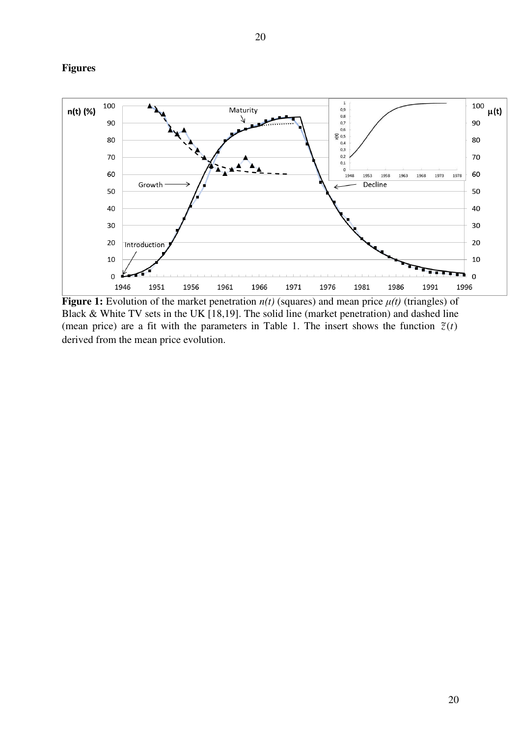**Figures**

**Figure 1:** Evolution of the market penetration *n(t)* (squares) and mean price *μ(t)* (triangles) of Black & White TV sets in the UK [18,19]. The solid line (market penetration) and dashed line (mean price) are a fit with the parameters in Table 1. The insert shows the function $\tilde{z}(t)$ derived from the mean price evolution.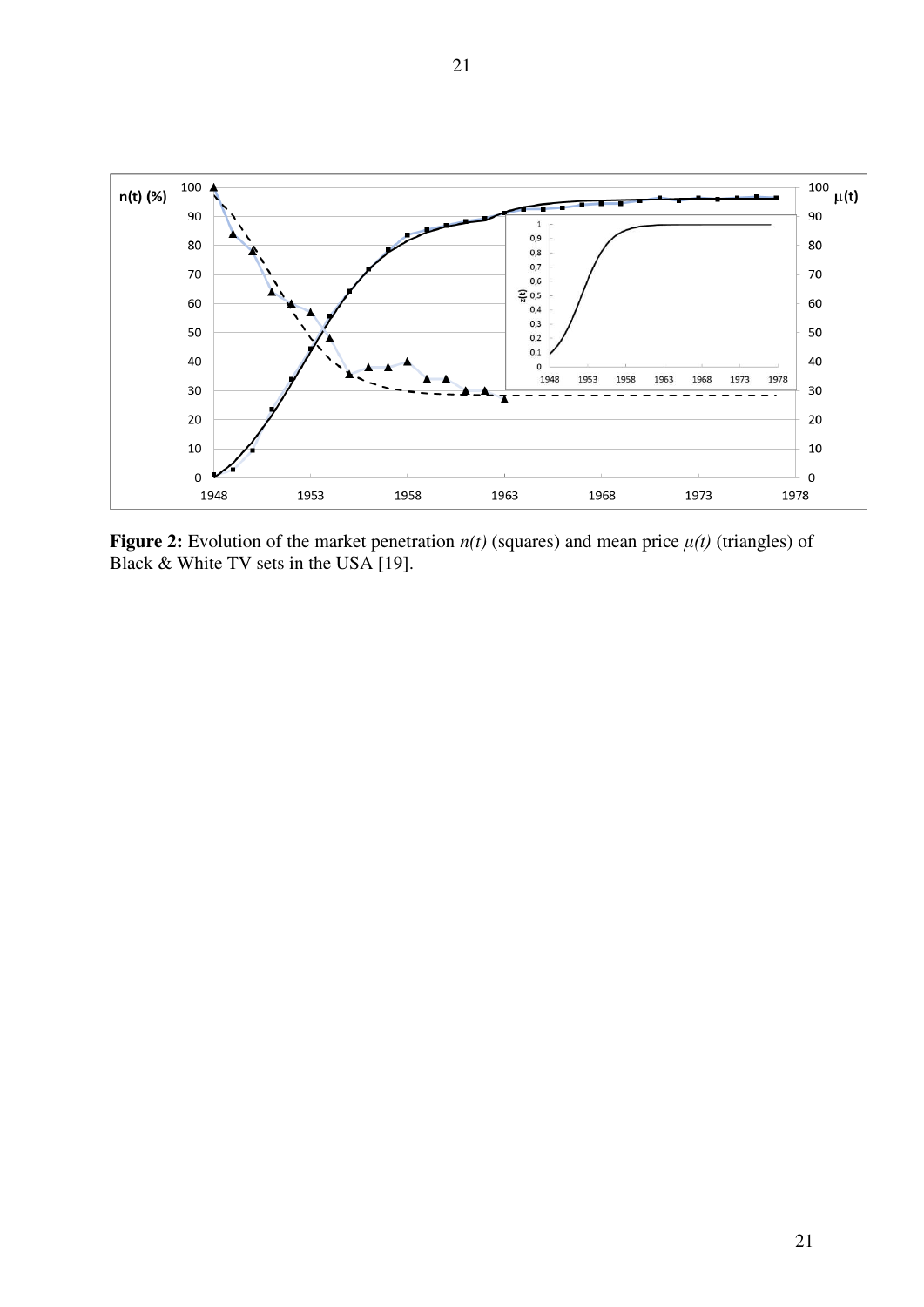**Figure 2:** Evolution of the market penetration *n(t)* (squares) and mean price *μ(t)* (triangles) of Black & White TV sets in the USA [19].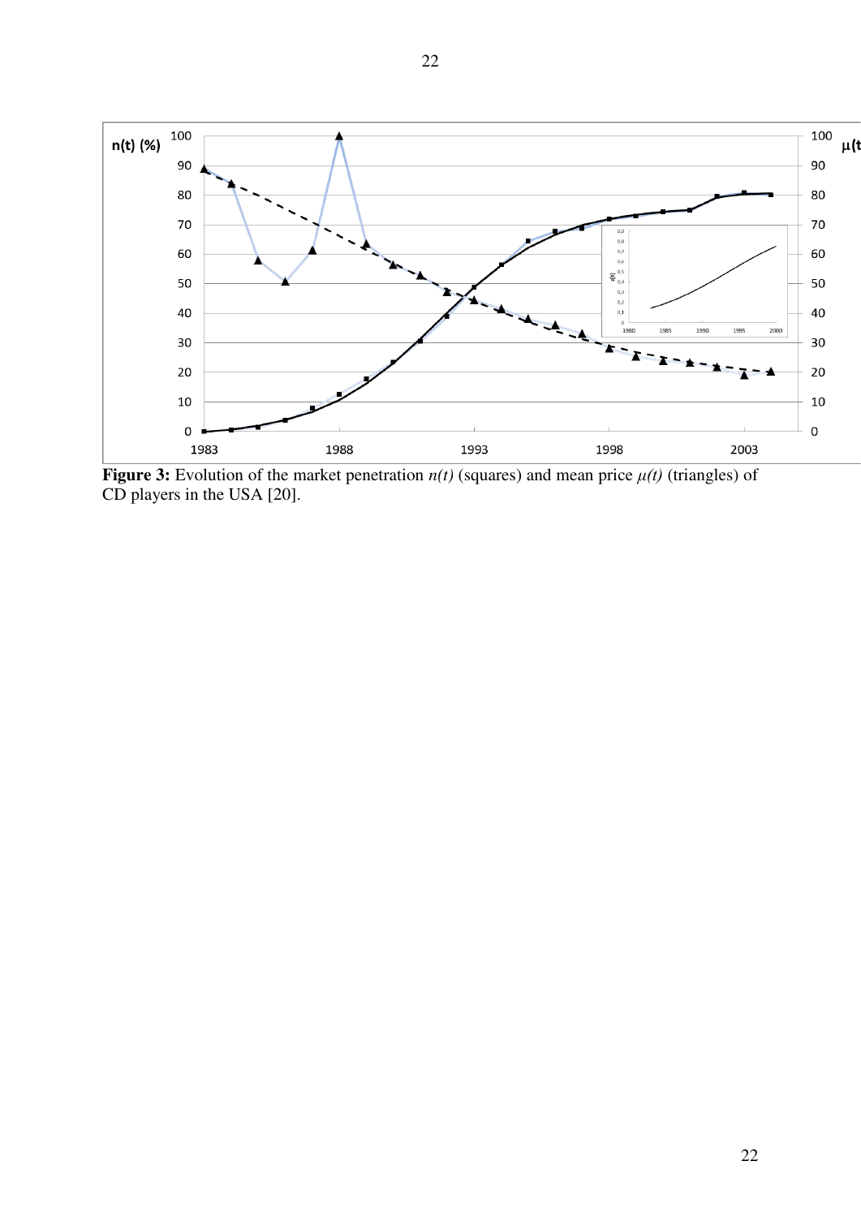**Figure 3:** Evolution of the market penetration $n(t)$ (squares) and mean price $\mu(t)$ (triangles) of CD players in the USA [20].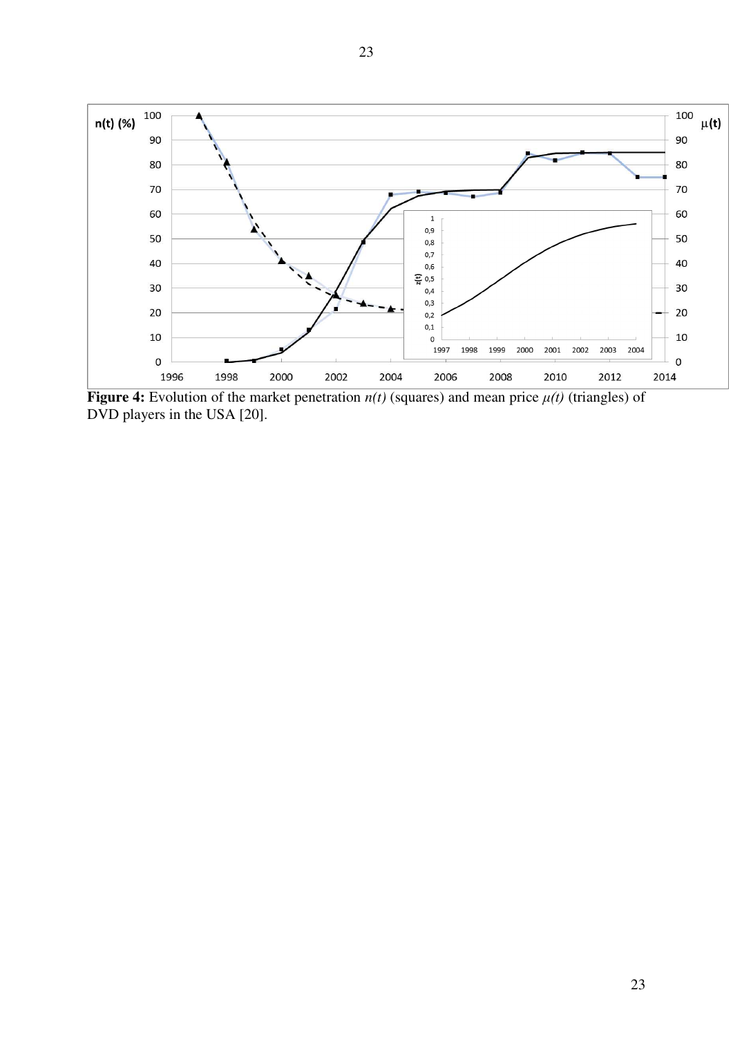**Figure 4:** Evolution of the market penetration *n(t)* (squares) and mean price *μ(t)* (triangles) of DVD players in the USA [20].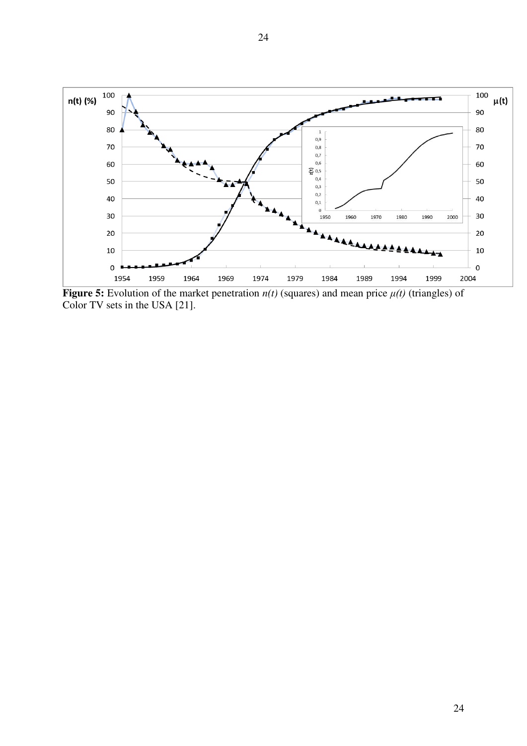**Figure 5:** Evolution of the market penetration *n(t)* (squares) and mean price *μ(t)* (triangles) of Color TV sets in the USA [21].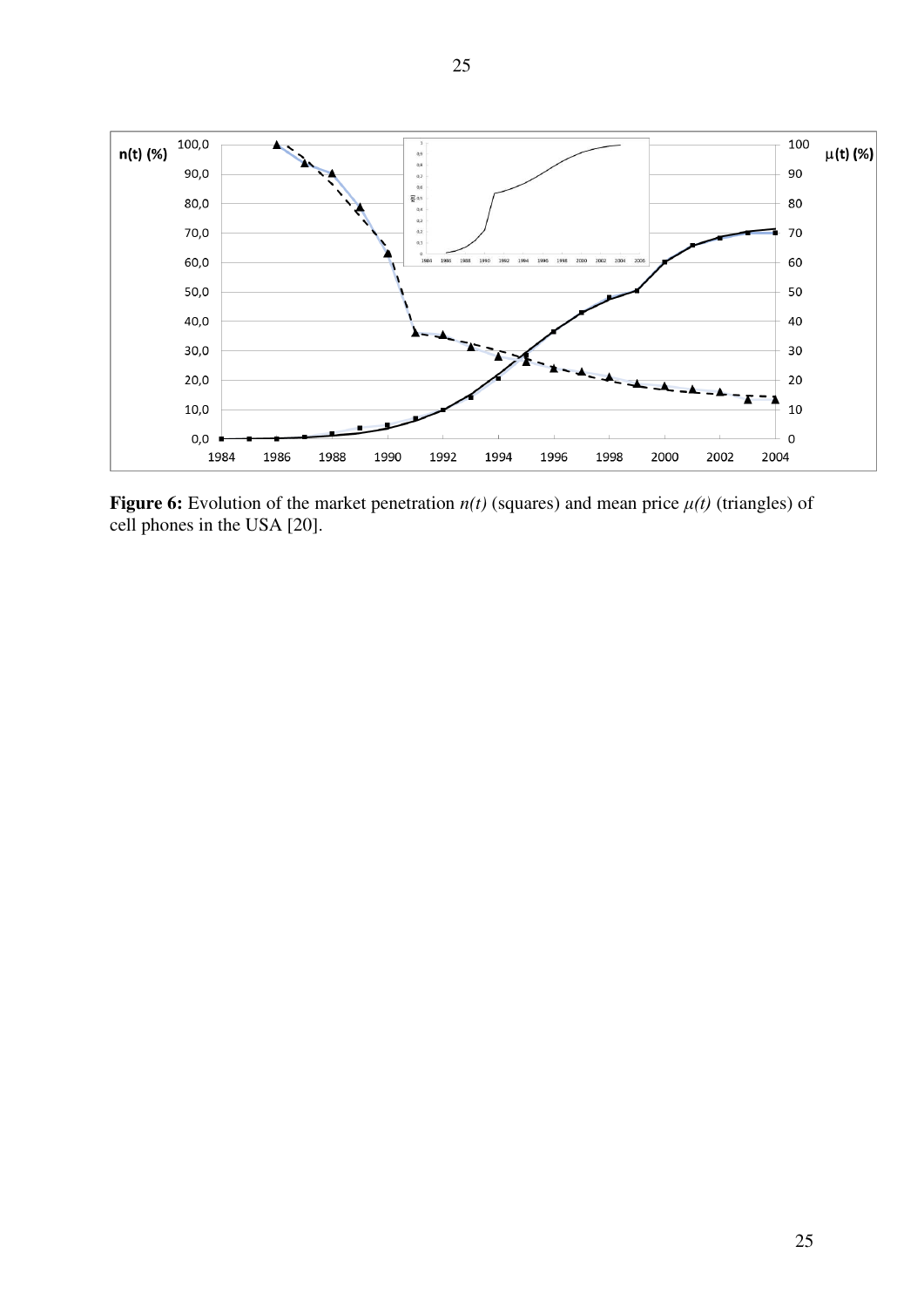**Figure 6:** Evolution of the market penetration *n(t)* (squares) and mean price *μ(t)* (triangles) of cell phones in the USA [20].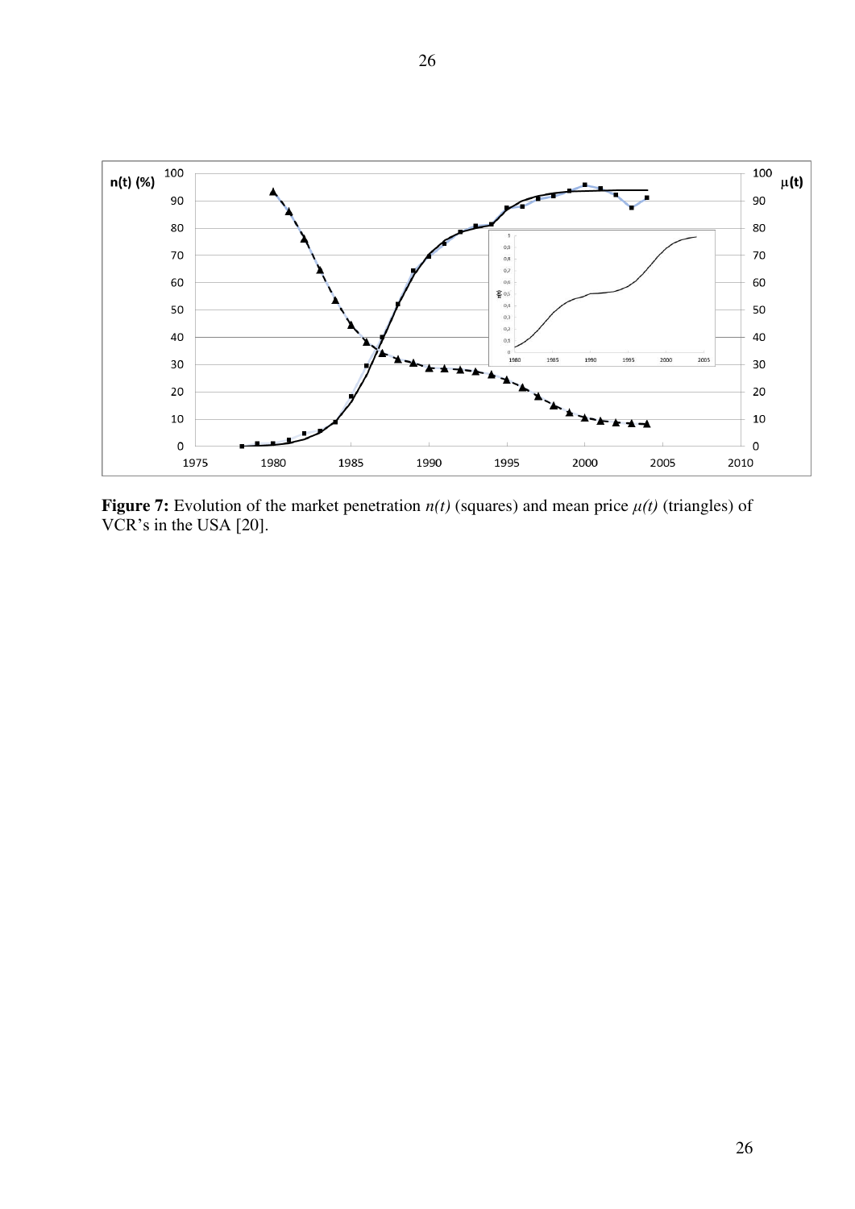**Figure 7:** Evolution of the market penetration *n(t)* (squares) and mean price *μ(t)* (triangles) of VCR's in the USA [20].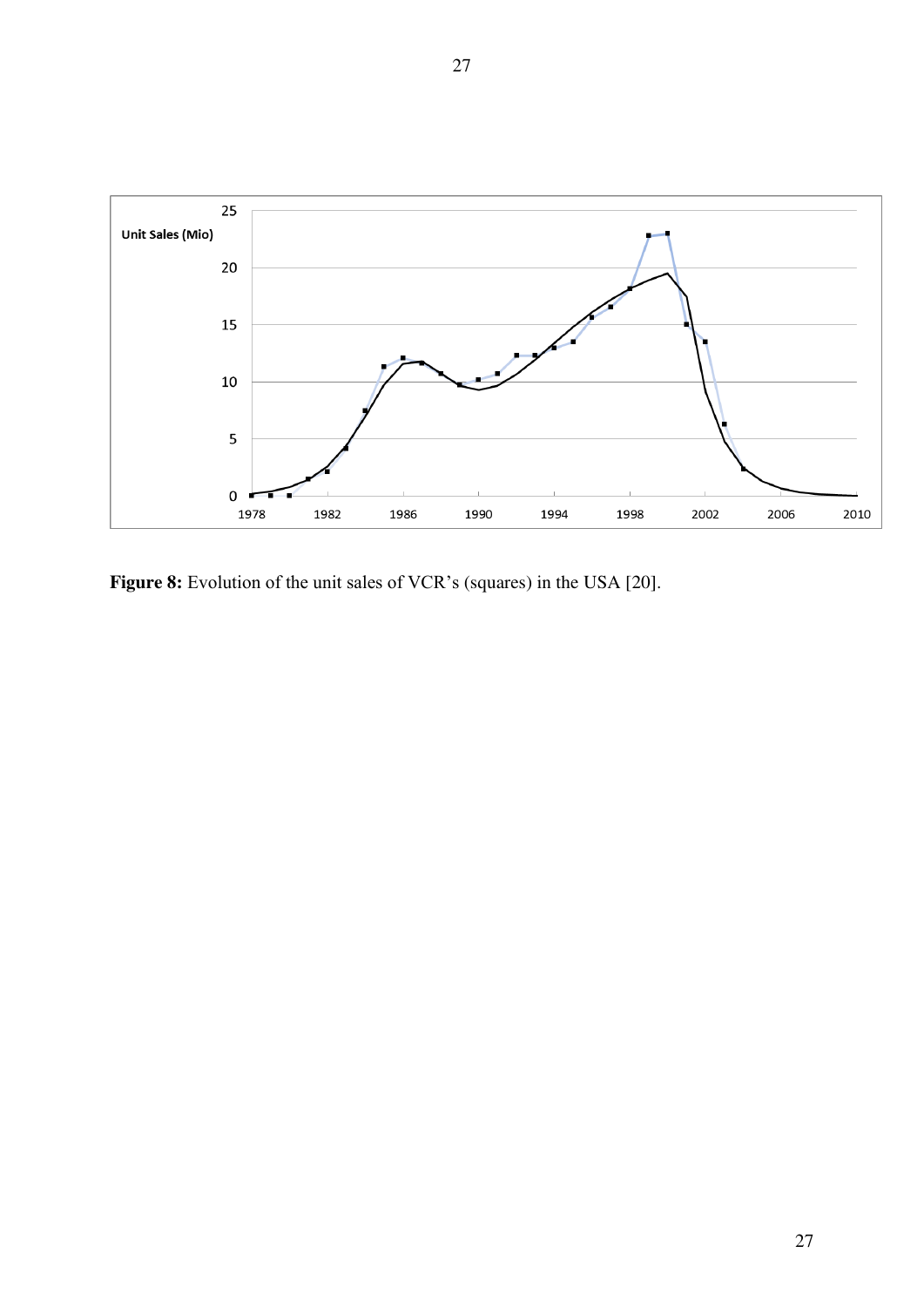**Figure 8:** Evolution of the unit sales of VCR's (squares) in the USA [20].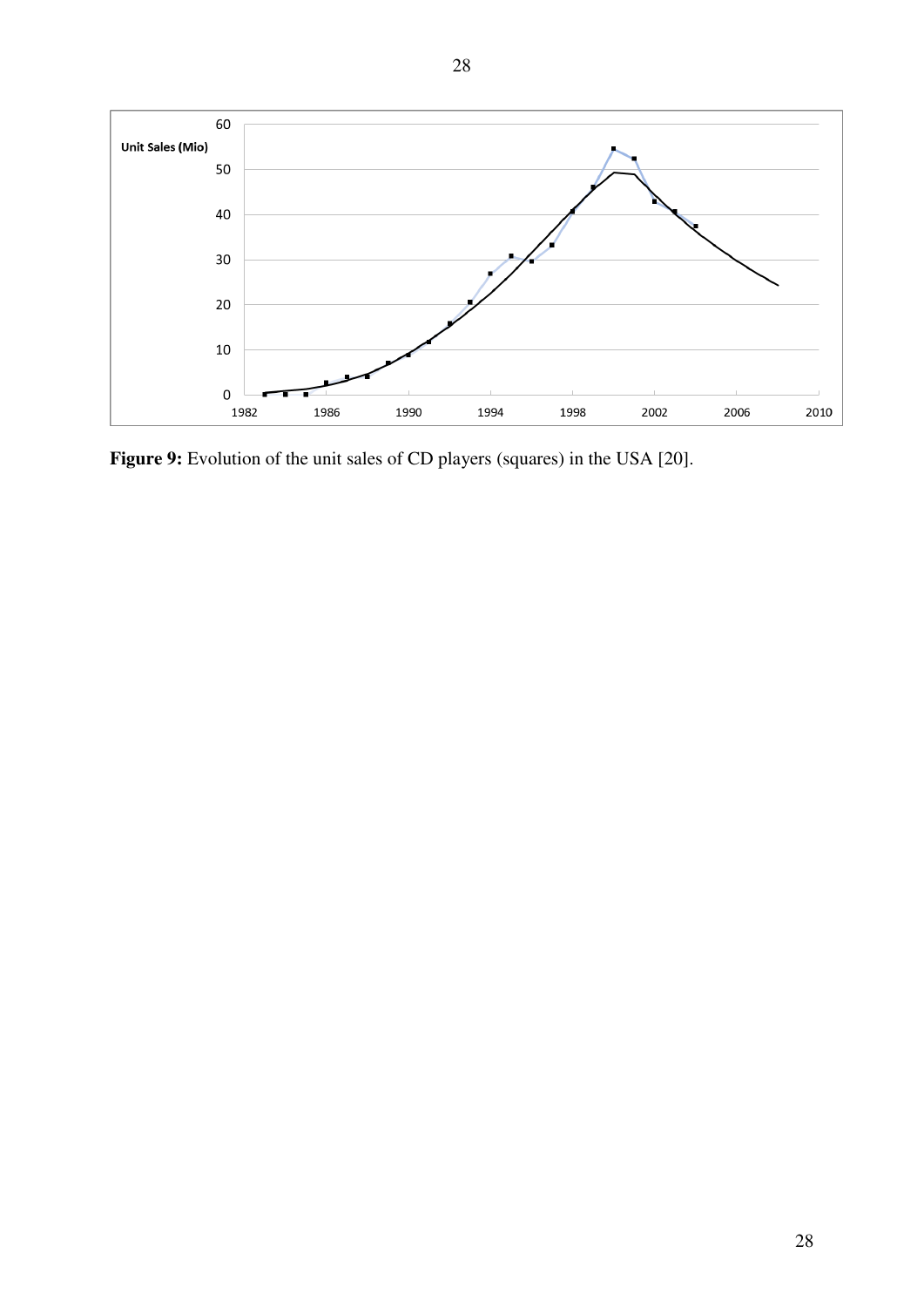**Figure 9:** Evolution of the unit sales of CD players (squares) in the USA [20].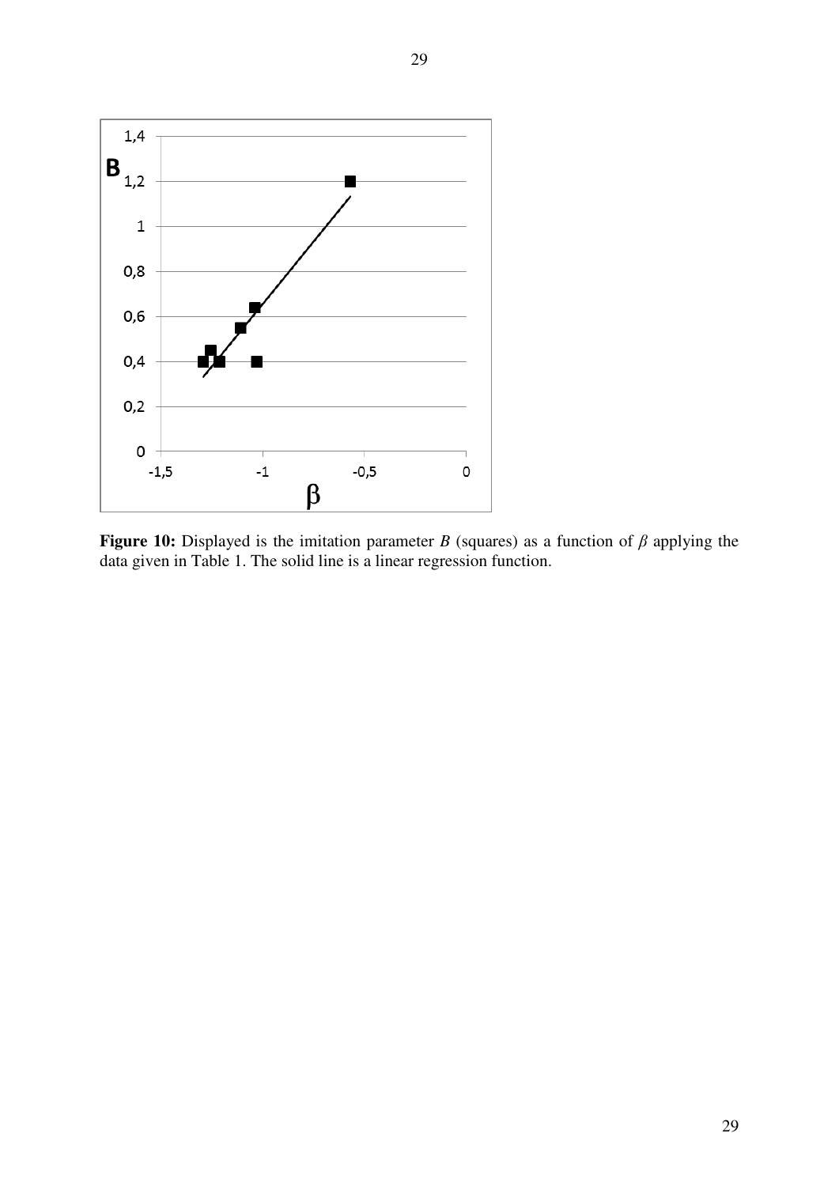**Figure 10:** Displayed is the imitation parameter *B* (squares) as a function of *β* applying the data given in Table 1. The solid line is a linear regression function.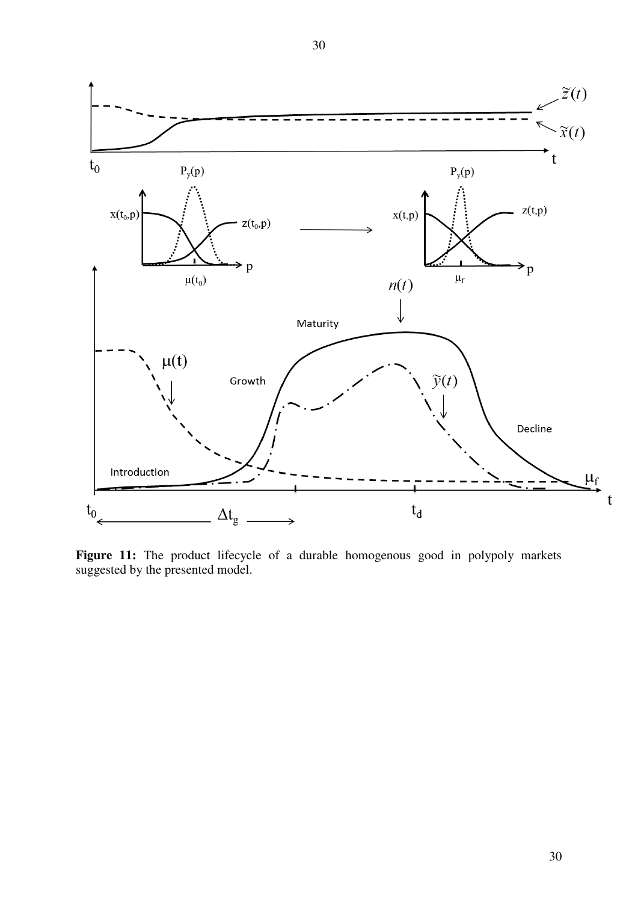$\tilde{z}(t)$

$\tilde{x}(t)$

$t_0$

t

$P_y(p)$

$x(t_0,p)$

$z(t_0,p)$

p

$\mu(t_0)$

$P_y(p)$

$x(t,p)$

$z(t,p)$

p

$\mu_f$

$n(t)$

Maturity

$\mu(t)$

Growth

$\tilde{y}(t)$

Decline

Introduction

$\mu_f$

t

$t_0$

$\Delta t_g$

$t_d$

**Figure 11:** The product lifecycle of a durable homogenous good in polypoly markets suggested by the presented model.